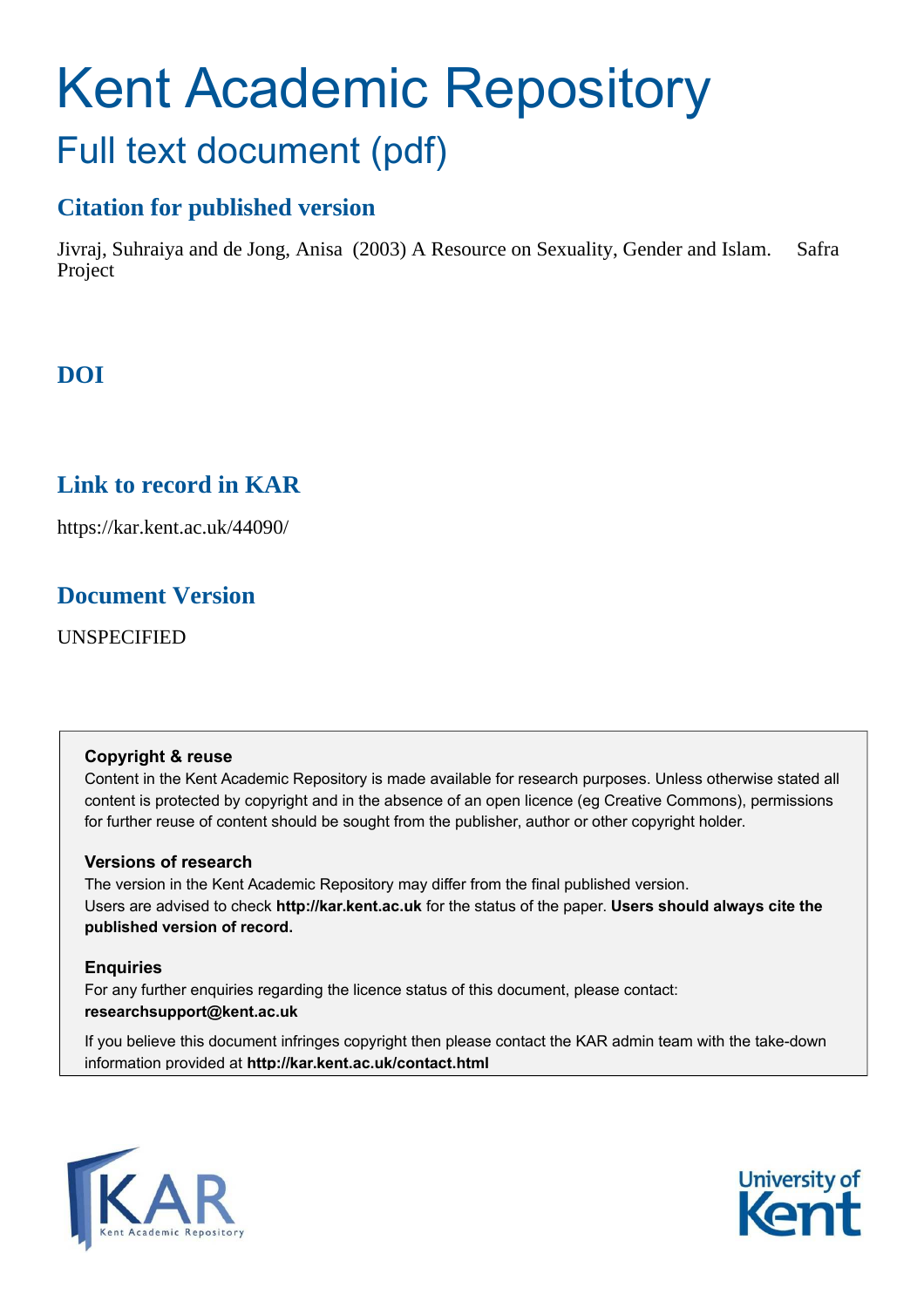# Kent Academic Repository

## Full text document (pdf)

### Citation for published version

Jivraj, Suhraiya and de Jong, Anisa (2003) A Resource on Sexuality, Gender and Islam. Safra Project

### DOI

### Link to record in KAR

https://kar.kent.ac.uk/44090/

### Document Version

UNSPECIFIED

**Copyright & reuse**

Content in the Kent Academic Repository is made available for research purposes. Unless otherwise stated all content is protected by copyright and in the absence of an open licence (eg Creative Commons), permissions for further reuse of content should be sought from the publisher, author or other copyright holder.

**Versions of research**

The version in the Kent Academic Repository may differ from the final published version.
Users are advised to check **http://kar.kent.ac.uk** for the status of the paper. **Users should always cite the published version of record.**

**Enquiries**

For any further enquiries regarding the licence status of this document, please contact:
**researchsupport@kent.ac.uk**

If you believe this document infringes copyright then please contact the KAR admin team with the take-down information provided at **http://kar.kent.ac.uk/contact.html**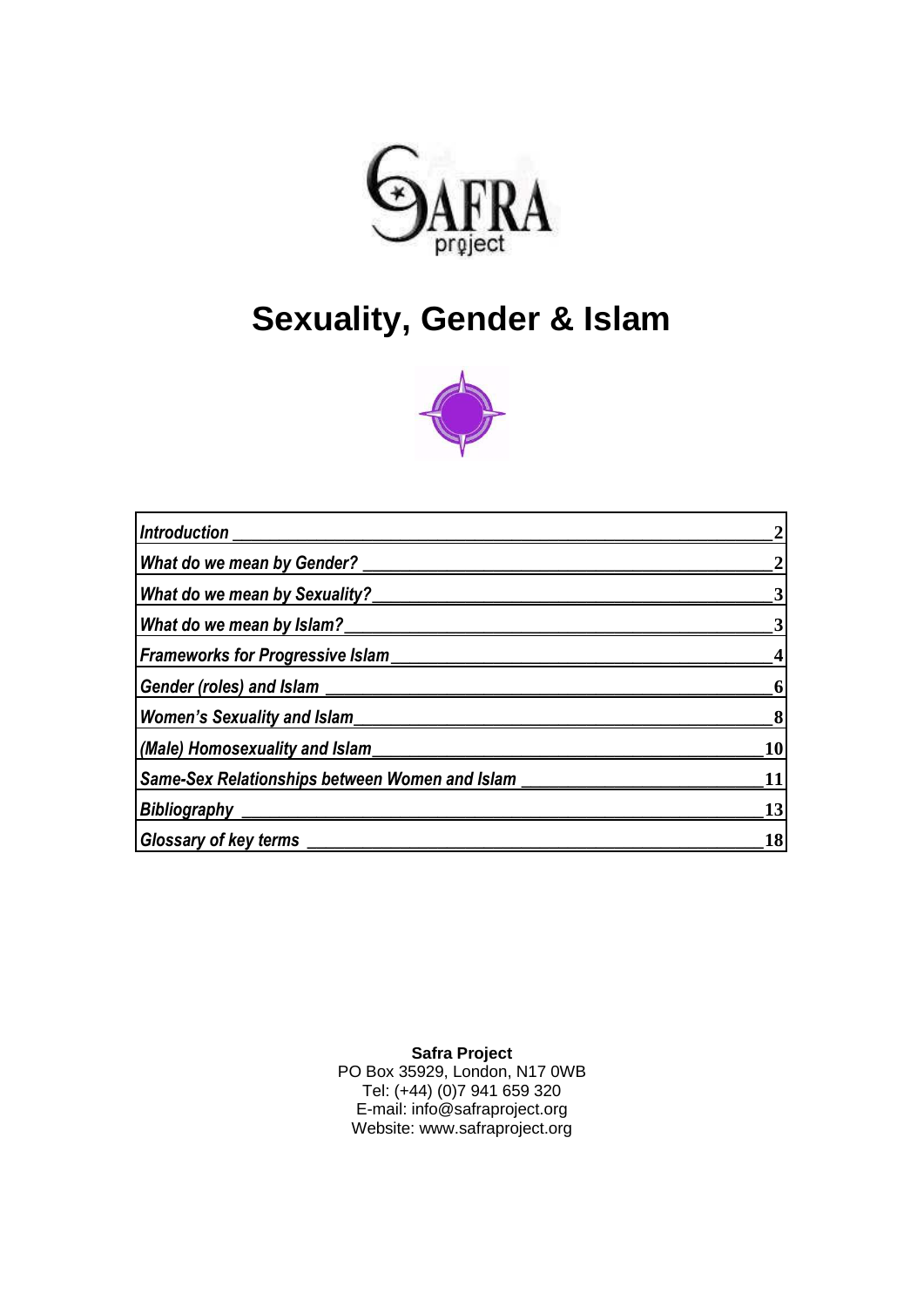# Sexuality, Gender & Islam

| | |
|---|---|
| *Introduction* | 2 |
| *What do we mean by Gender?* | 2 |
| *What do we mean by Sexuality?* | 3 |
| *What do we mean by Islam?* | 3 |
| *Frameworks for Progressive Islam* | 4 |
| *Gender (roles) and Islam* | 6 |
| *Women's Sexuality and Islam* | 8 |
| *(Male) Homosexuality and Islam* | 10 |
| *Same-Sex Relationships between Women and Islam* | 11 |
| *Bibliography* | 13 |
| *Glossary of key terms* | 18 |

**Safra Project**
PO Box 35929, London, N17 0WB
Tel: (+44) (0)7 941 659 320
E-mail: info@safraproject.org
Website: www.safraproject.org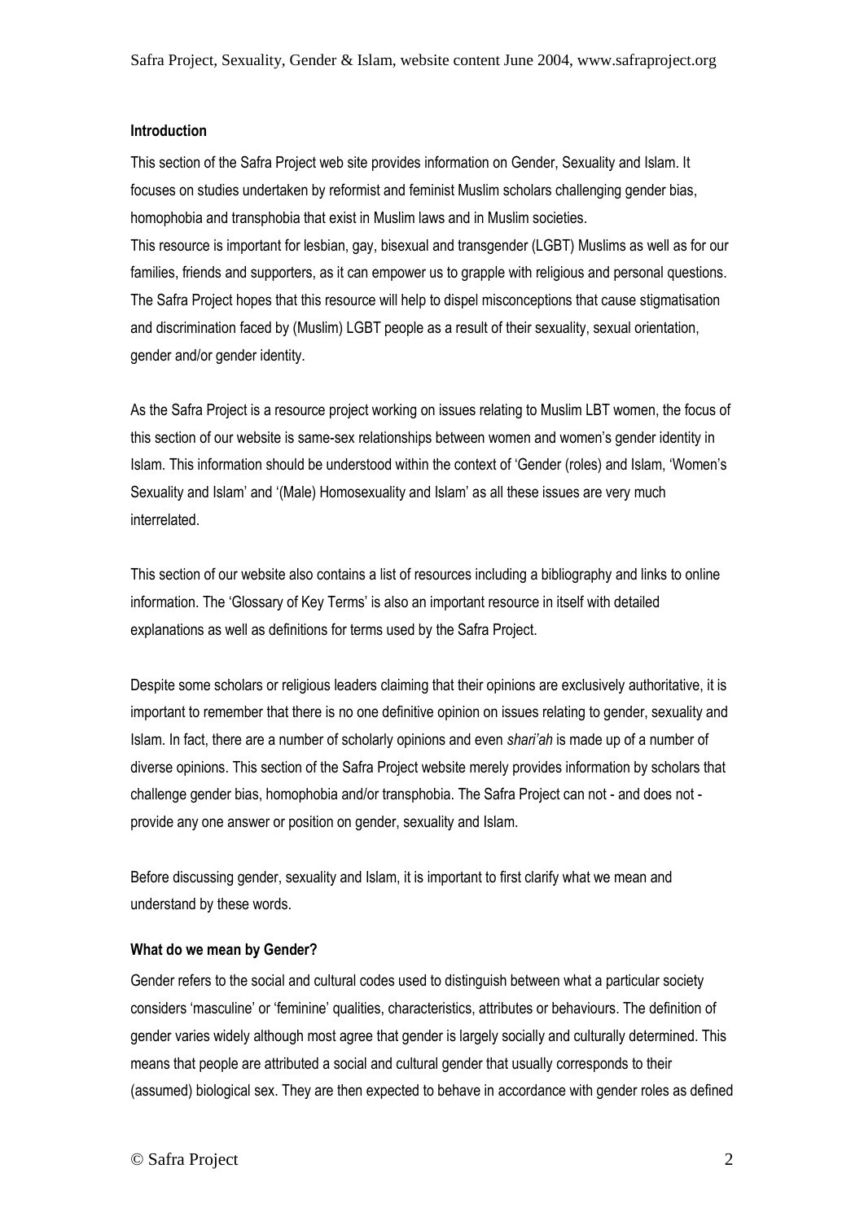#### Introduction

This section of the Safra Project web site provides information on Gender, Sexuality and Islam. It focuses on studies undertaken by reformist and feminist Muslim scholars challenging gender bias, homophobia and transphobia that exist in Muslim laws and in Muslim societies.
This resource is important for lesbian, gay, bisexual and transgender (LGBT) Muslims as well as for our families, friends and supporters, as it can empower us to grapple with religious and personal questions. The Safra Project hopes that this resource will help to dispel misconceptions that cause stigmatisation and discrimination faced by (Muslim) LGBT people as a result of their sexuality, sexual orientation, gender and/or gender identity.

As the Safra Project is a resource project working on issues relating to Muslim LBT women, the focus of this section of our website is same-sex relationships between women and women's gender identity in Islam. This information should be understood within the context of 'Gender (roles) and Islam, 'Women's Sexuality and Islam' and '(Male) Homosexuality and Islam' as all these issues are very much interrelated.

This section of our website also contains a list of resources including a bibliography and links to online information. The 'Glossary of Key Terms' is also an important resource in itself with detailed explanations as well as definitions for terms used by the Safra Project.

Despite some scholars or religious leaders claiming that their opinions are exclusively authoritative, it is important to remember that there is no one definitive opinion on issues relating to gender, sexuality and Islam. In fact, there are a number of scholarly opinions and even *shari'ah* is made up of a number of diverse opinions. This section of the Safra Project website merely provides information by scholars that challenge gender bias, homophobia and/or transphobia. The Safra Project can not - and does not - provide any one answer or position on gender, sexuality and Islam.

Before discussing gender, sexuality and Islam, it is important to first clarify what we mean and understand by these words.

#### What do we mean by Gender?

Gender refers to the social and cultural codes used to distinguish between what a particular society considers 'masculine' or 'feminine' qualities, characteristics, attributes or behaviours. The definition of gender varies widely although most agree that gender is largely socially and culturally determined. This means that people are attributed a social and cultural gender that usually corresponds to their (assumed) biological sex. They are then expected to behave in accordance with gender roles as defined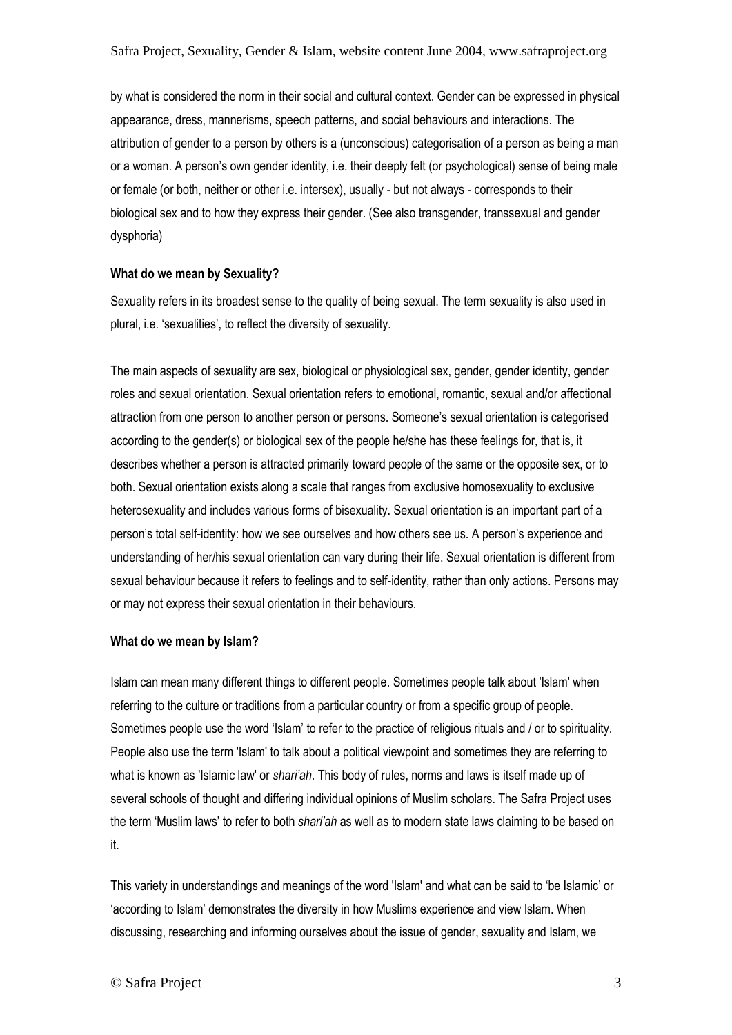by what is considered the norm in their social and cultural context. Gender can be expressed in physical appearance, dress, mannerisms, speech patterns, and social behaviours and interactions. The attribution of gender to a person by others is a (unconscious) categorisation of a person as being a man or a woman. A person's own gender identity, i.e. their deeply felt (or psychological) sense of being male or female (or both, neither or other i.e. intersex), usually - but not always - corresponds to their biological sex and to how they express their gender. (See also transgender, transsexual and gender dysphoria)

**What do we mean by Sexuality?**

Sexuality refers in its broadest sense to the quality of being sexual. The term sexuality is also used in plural, i.e. 'sexualities', to reflect the diversity of sexuality.

The main aspects of sexuality are sex, biological or physiological sex, gender, gender identity, gender roles and sexual orientation. Sexual orientation refers to emotional, romantic, sexual and/or affectional attraction from one person to another person or persons. Someone's sexual orientation is categorised according to the gender(s) or biological sex of the people he/she has these feelings for, that is, it describes whether a person is attracted primarily toward people of the same or the opposite sex, or to both. Sexual orientation exists along a scale that ranges from exclusive homosexuality to exclusive heterosexuality and includes various forms of bisexuality. Sexual orientation is an important part of a person's total self-identity: how we see ourselves and how others see us. A person's experience and understanding of her/his sexual orientation can vary during their life. Sexual orientation is different from sexual behaviour because it refers to feelings and to self-identity, rather than only actions. Persons may or may not express their sexual orientation in their behaviours.

**What do we mean by Islam?**

Islam can mean many different things to different people. Sometimes people talk about 'Islam' when referring to the culture or traditions from a particular country or from a specific group of people. Sometimes people use the word 'Islam' to refer to the practice of religious rituals and / or to spirituality. People also use the term 'Islam' to talk about a political viewpoint and sometimes they are referring to what is known as 'Islamic law' or *shari'ah*. This body of rules, norms and laws is itself made up of several schools of thought and differing individual opinions of Muslim scholars. The Safra Project uses the term 'Muslim laws' to refer to both *shari'ah* as well as to modern state laws claiming to be based on it.

This variety in understandings and meanings of the word 'Islam' and what can be said to 'be Islamic' or 'according to Islam' demonstrates the diversity in how Muslims experience and view Islam. When discussing, researching and informing ourselves about the issue of gender, sexuality and Islam, we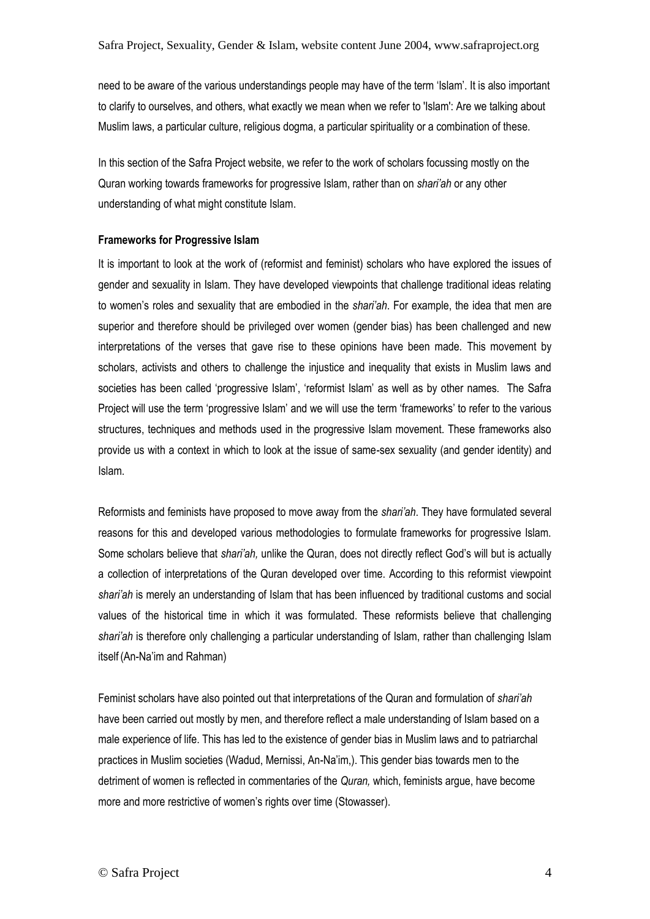need to be aware of the various understandings people may have of the term 'Islam'. It is also important to clarify to ourselves, and others, what exactly we mean when we refer to 'Islam': Are we talking about Muslim laws, a particular culture, religious dogma, a particular spirituality or a combination of these.

In this section of the Safra Project website, we refer to the work of scholars focussing mostly on the Quran working towards frameworks for progressive Islam, rather than on *shari'ah* or any other understanding of what might constitute Islam.

**Frameworks for Progressive Islam**

It is important to look at the work of (reformist and feminist) scholars who have explored the issues of gender and sexuality in Islam. They have developed viewpoints that challenge traditional ideas relating to women's roles and sexuality that are embodied in the *shari'ah*. For example, the idea that men are superior and therefore should be privileged over women (gender bias) has been challenged and new interpretations of the verses that gave rise to these opinions have been made. This movement by scholars, activists and others to challenge the injustice and inequality that exists in Muslim laws and societies has been called 'progressive Islam', 'reformist Islam' as well as by other names. The Safra Project will use the term 'progressive Islam' and we will use the term 'frameworks' to refer to the various structures, techniques and methods used in the progressive Islam movement. These frameworks also provide us with a context in which to look at the issue of same-sex sexuality (and gender identity) and Islam.

Reformists and feminists have proposed to move away from the *shari'ah*. They have formulated several reasons for this and developed various methodologies to formulate frameworks for progressive Islam. Some scholars believe that *shari'ah,* unlike the Quran, does not directly reflect God's will but is actually a collection of interpretations of the Quran developed over time. According to this reformist viewpoint *shari'ah* is merely an understanding of Islam that has been influenced by traditional customs and social values of the historical time in which it was formulated. These reformists believe that challenging *shari'ah* is therefore only challenging a particular understanding of Islam, rather than challenging Islam itself (An-Na'im and Rahman)

Feminist scholars have also pointed out that interpretations of the Quran and formulation of *shari'ah* have been carried out mostly by men, and therefore reflect a male understanding of Islam based on a male experience of life. This has led to the existence of gender bias in Muslim laws and to patriarchal practices in Muslim societies (Wadud, Mernissi, An-Na'im,). This gender bias towards men to the detriment of women is reflected in commentaries of the *Quran,* which, feminists argue, have become more and more restrictive of women's rights over time (Stowasser).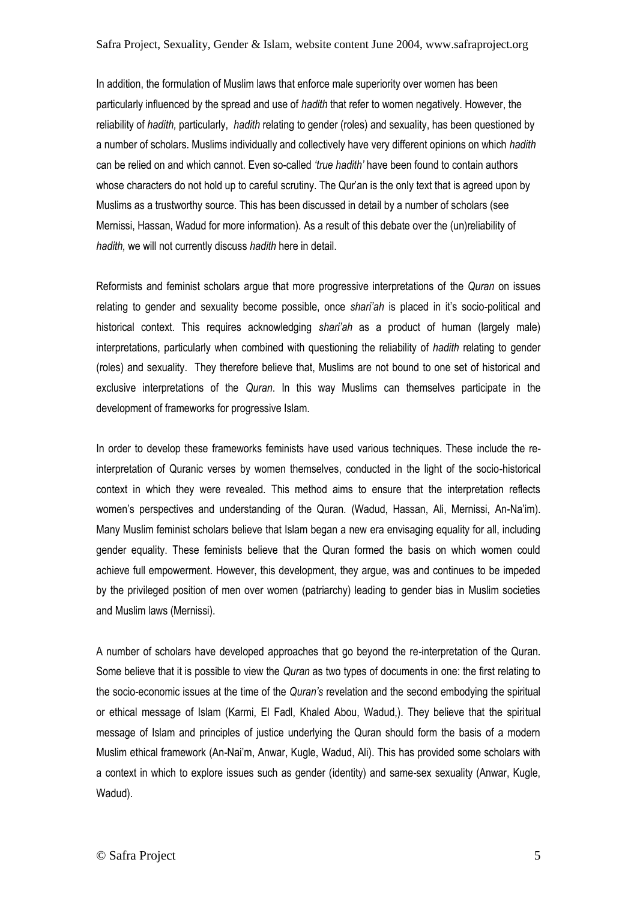In addition, the formulation of Muslim laws that enforce male superiority over women has been particularly influenced by the spread and use of *hadith* that refer to women negatively. However, the reliability of *hadith,* particularly, *hadith* relating to gender (roles) and sexuality, has been questioned by a number of scholars. Muslims individually and collectively have very different opinions on which *hadith* can be relied on and which cannot. Even so-called *'true hadith'* have been found to contain authors whose characters do not hold up to careful scrutiny. The Qur'an is the only text that is agreed upon by Muslims as a trustworthy source. This has been discussed in detail by a number of scholars (see Mernissi, Hassan, Wadud for more information). As a result of this debate over the (un)reliability of *hadith,* we will not currently discuss *hadith* here in detail.

Reformists and feminist scholars argue that more progressive interpretations of the *Quran* on issues relating to gender and sexuality become possible, once *shari'ah* is placed in it's socio-political and historical context. This requires acknowledging *shari'ah* as a product of human (largely male) interpretations, particularly when combined with questioning the reliability of *hadith* relating to gender (roles) and sexuality. They therefore believe that, Muslims are not bound to one set of historical and exclusive interpretations of the *Quran*. In this way Muslims can themselves participate in the development of frameworks for progressive Islam.

In order to develop these frameworks feminists have used various techniques. These include the re-interpretation of Quranic verses by women themselves, conducted in the light of the socio-historical context in which they were revealed. This method aims to ensure that the interpretation reflects women's perspectives and understanding of the Quran. (Wadud, Hassan, Ali, Mernissi, An-Na'im). Many Muslim feminist scholars believe that Islam began a new era envisaging equality for all, including gender equality. These feminists believe that the Quran formed the basis on which women could achieve full empowerment. However, this development, they argue, was and continues to be impeded by the privileged position of men over women (patriarchy) leading to gender bias in Muslim societies and Muslim laws (Mernissi).

A number of scholars have developed approaches that go beyond the re-interpretation of the Quran. Some believe that it is possible to view the *Quran* as two types of documents in one: the first relating to the socio-economic issues at the time of the *Quran's* revelation and the second embodying the spiritual or ethical message of Islam (Karmi, El Fadl, Khaled Abou, Wadud,). They believe that the spiritual message of Islam and principles of justice underlying the Quran should form the basis of a modern Muslim ethical framework (An-Nai'm, Anwar, Kugle, Wadud, Ali). This has provided some scholars with a context in which to explore issues such as gender (identity) and same-sex sexuality (Anwar, Kugle, Wadud).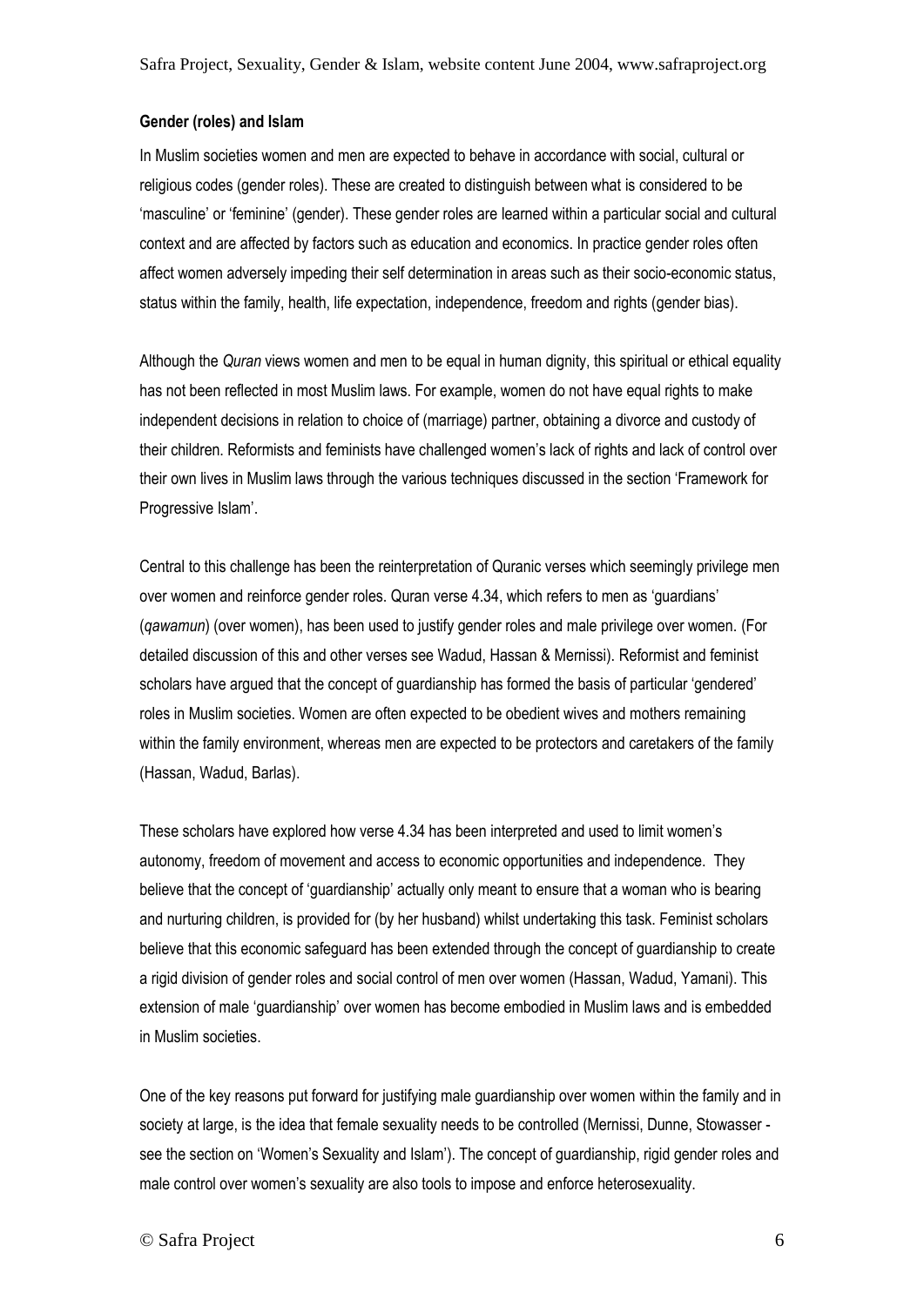#### Gender (roles) and Islam

In Muslim societies women and men are expected to behave in accordance with social, cultural or religious codes (gender roles). These are created to distinguish between what is considered to be 'masculine' or 'feminine' (gender). These gender roles are learned within a particular social and cultural context and are affected by factors such as education and economics. In practice gender roles often affect women adversely impeding their self determination in areas such as their socio-economic status, status within the family, health, life expectation, independence, freedom and rights (gender bias).

Although the *Quran* views women and men to be equal in human dignity, this spiritual or ethical equality has not been reflected in most Muslim laws. For example, women do not have equal rights to make independent decisions in relation to choice of (marriage) partner, obtaining a divorce and custody of their children. Reformists and feminists have challenged women's lack of rights and lack of control over their own lives in Muslim laws through the various techniques discussed in the section 'Framework for Progressive Islam'.

Central to this challenge has been the reinterpretation of Quranic verses which seemingly privilege men over women and reinforce gender roles. Quran verse 4.34, which refers to men as 'guardians' (*qawamun*) (over women), has been used to justify gender roles and male privilege over women. (For detailed discussion of this and other verses see Wadud, Hassan & Mernissi). Reformist and feminist scholars have argued that the concept of guardianship has formed the basis of particular 'gendered' roles in Muslim societies. Women are often expected to be obedient wives and mothers remaining within the family environment, whereas men are expected to be protectors and caretakers of the family (Hassan, Wadud, Barlas).

These scholars have explored how verse 4.34 has been interpreted and used to limit women's autonomy, freedom of movement and access to economic opportunities and independence. They believe that the concept of 'guardianship' actually only meant to ensure that a woman who is bearing and nurturing children, is provided for (by her husband) whilst undertaking this task. Feminist scholars believe that this economic safeguard has been extended through the concept of guardianship to create a rigid division of gender roles and social control of men over women (Hassan, Wadud, Yamani). This extension of male 'guardianship' over women has become embodied in Muslim laws and is embedded in Muslim societies.

One of the key reasons put forward for justifying male guardianship over women within the family and in society at large, is the idea that female sexuality needs to be controlled (Mernissi, Dunne, Stowasser - see the section on 'Women's Sexuality and Islam'). The concept of guardianship, rigid gender roles and male control over women's sexuality are also tools to impose and enforce heterosexuality.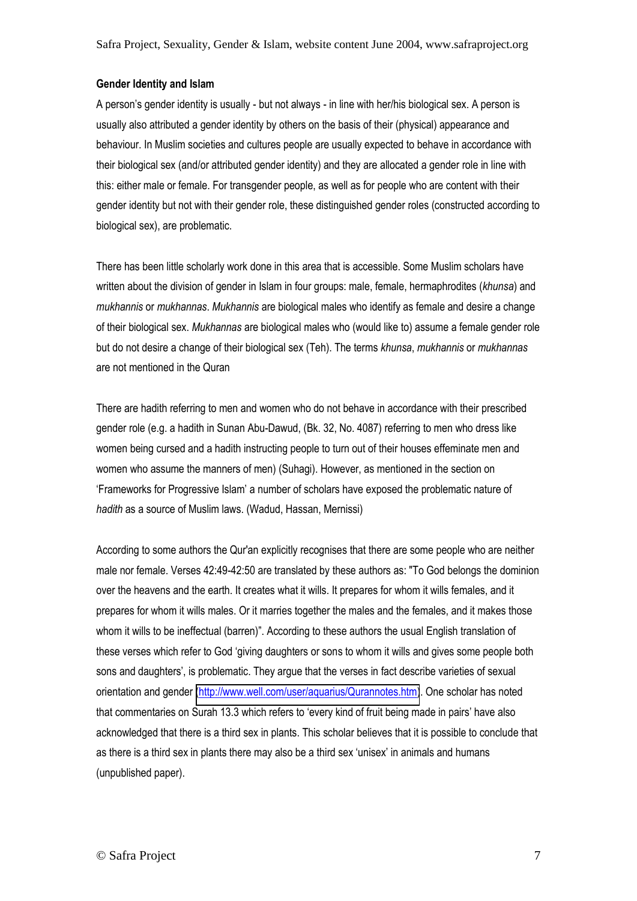**Gender Identity and Islam**

A person's gender identity is usually - but not always - in line with her/his biological sex. A person is usually also attributed a gender identity by others on the basis of their (physical) appearance and behaviour. In Muslim societies and cultures people are usually expected to behave in accordance with their biological sex (and/or attributed gender identity) and they are allocated a gender role in line with this: either male or female. For transgender people, as well as for people who are content with their gender identity but not with their gender role, these distinguished gender roles (constructed according to biological sex), are problematic.

There has been little scholarly work done in this area that is accessible. Some Muslim scholars have written about the division of gender in Islam in four groups: male, female, hermaphrodites (*khunsa*) and *mukhannis* or *mukhannas*. *Mukhannis* are biological males who identify as female and desire a change of their biological sex. *Mukhannas* are biological males who (would like to) assume a female gender role but do not desire a change of their biological sex (Teh). The terms *khunsa*, *mukhannis* or *mukhannas* are not mentioned in the Quran

There are hadith referring to men and women who do not behave in accordance with their prescribed gender role (e.g. a hadith in Sunan Abu-Dawud, (Bk. 32, No. 4087) referring to men who dress like women being cursed and a hadith instructing people to turn out of their houses effeminate men and women who assume the manners of men) (Suhagi). However, as mentioned in the section on 'Frameworks for Progressive Islam' a number of scholars have exposed the problematic nature of *hadith* as a source of Muslim laws. (Wadud, Hassan, Mernissi)

According to some authors the Qur'an explicitly recognises that there are some people who are neither male nor female. Verses 42:49-42:50 are translated by these authors as: "To God belongs the dominion over the heavens and the earth. It creates what it wills. It prepares for whom it wills females, and it prepares for whom it wills males. Or it marries together the males and the females, and it makes those whom it wills to be ineffectual (barren)". According to these authors the usual English translation of these verses which refer to God 'giving daughters or sons to whom it wills and gives some people both sons and daughters', is problematic. They argue that the verses in fact describe varieties of sexual orientation and gender (http://www.well.com/user/aquarius/Qurannotes.htm). One scholar has noted that commentaries on Surah 13.3 which refers to 'every kind of fruit being made in pairs' have also acknowledged that there is a third sex in plants. This scholar believes that it is possible to conclude that as there is a third sex in plants there may also be a third sex 'unisex' in animals and humans (unpublished paper).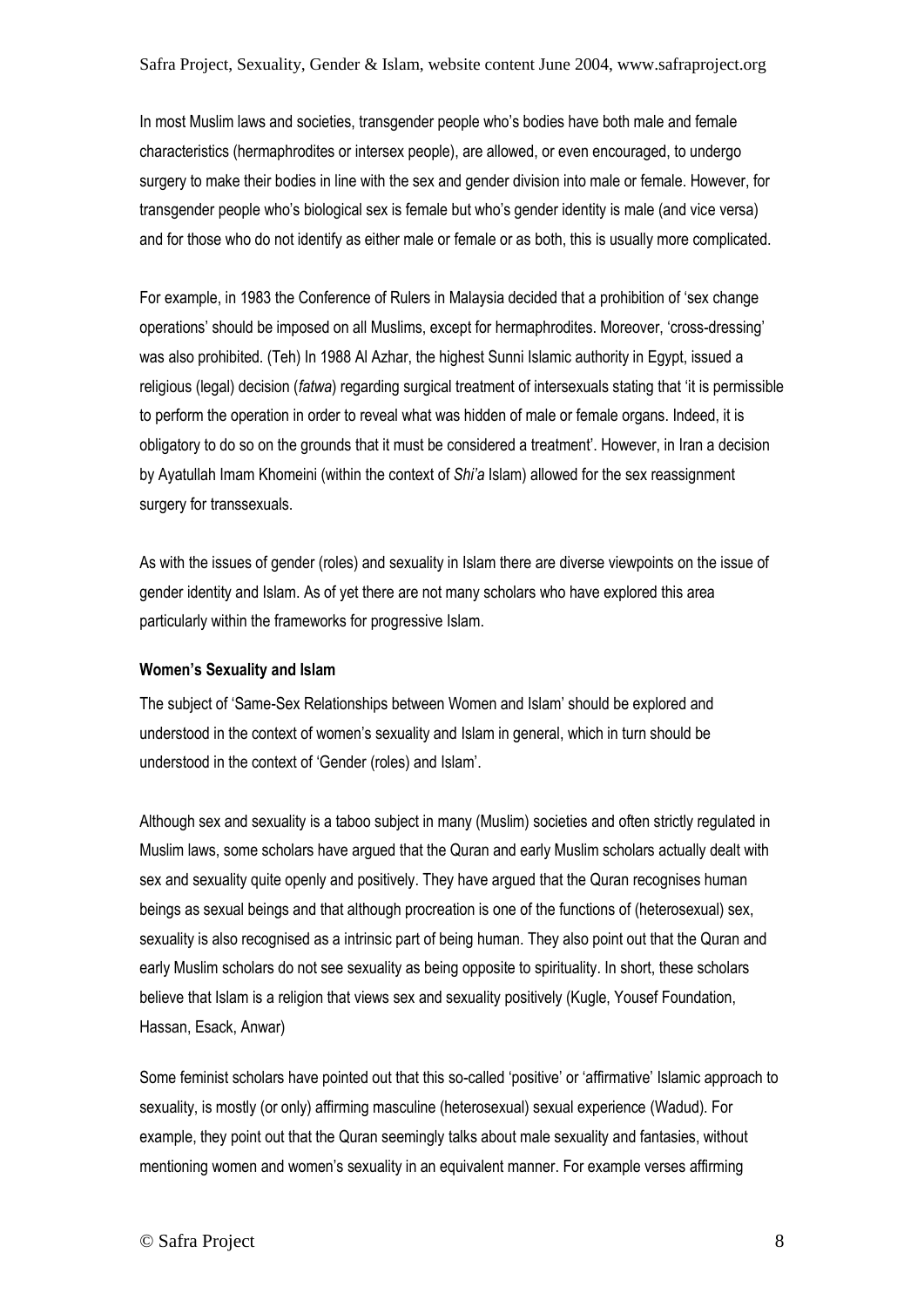In most Muslim laws and societies, transgender people who's bodies have both male and female characteristics (hermaphrodites or intersex people), are allowed, or even encouraged, to undergo surgery to make their bodies in line with the sex and gender division into male or female. However, for transgender people who's biological sex is female but who's gender identity is male (and vice versa) and for those who do not identify as either male or female or as both, this is usually more complicated.

For example, in 1983 the Conference of Rulers in Malaysia decided that a prohibition of 'sex change operations' should be imposed on all Muslims, except for hermaphrodites. Moreover, 'cross-dressing' was also prohibited. (Teh) In 1988 Al Azhar, the highest Sunni Islamic authority in Egypt, issued a religious (legal) decision (*fatwa*) regarding surgical treatment of intersexuals stating that 'it is permissible to perform the operation in order to reveal what was hidden of male or female organs. Indeed, it is obligatory to do so on the grounds that it must be considered a treatment'. However, in Iran a decision by Ayatullah Imam Khomeini (within the context of *Shi'a* Islam) allowed for the sex reassignment surgery for transsexuals.

As with the issues of gender (roles) and sexuality in Islam there are diverse viewpoints on the issue of gender identity and Islam. As of yet there are not many scholars who have explored this area particularly within the frameworks for progressive Islam.

**Women's Sexuality and Islam**

The subject of 'Same-Sex Relationships between Women and Islam' should be explored and understood in the context of women's sexuality and Islam in general, which in turn should be understood in the context of 'Gender (roles) and Islam'.

Although sex and sexuality is a taboo subject in many (Muslim) societies and often strictly regulated in Muslim laws, some scholars have argued that the Quran and early Muslim scholars actually dealt with sex and sexuality quite openly and positively. They have argued that the Quran recognises human beings as sexual beings and that although procreation is one of the functions of (heterosexual) sex, sexuality is also recognised as a intrinsic part of being human. They also point out that the Quran and early Muslim scholars do not see sexuality as being opposite to spirituality. In short, these scholars believe that Islam is a religion that views sex and sexuality positively (Kugle, Yousef Foundation, Hassan, Esack, Anwar)

Some feminist scholars have pointed out that this so-called 'positive' or 'affirmative' Islamic approach to sexuality, is mostly (or only) affirming masculine (heterosexual) sexual experience (Wadud). For example, they point out that the Quran seemingly talks about male sexuality and fantasies, without mentioning women and women's sexuality in an equivalent manner. For example verses affirming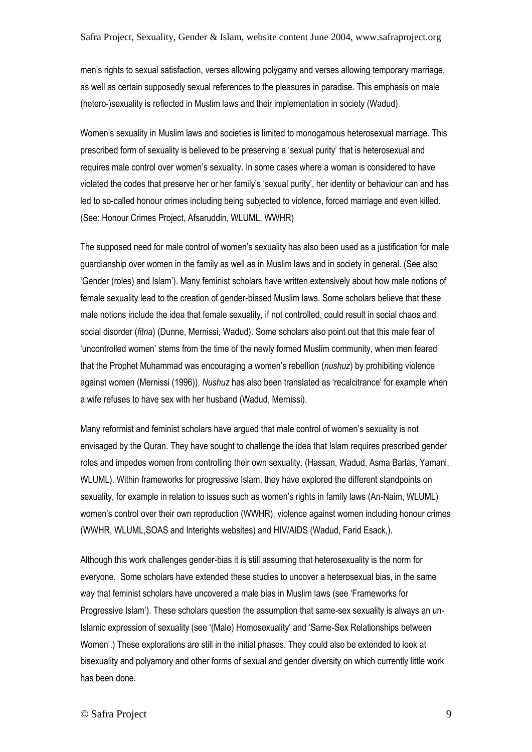men's rights to sexual satisfaction, verses allowing polygamy and verses allowing temporary marriage, as well as certain supposedly sexual references to the pleasures in paradise. This emphasis on male (hetero-)sexuality is reflected in Muslim laws and their implementation in society (Wadud).

Women's sexuality in Muslim laws and societies is limited to monogamous heterosexual marriage. This prescribed form of sexuality is believed to be preserving a 'sexual purity' that is heterosexual and requires male control over women's sexuality. In some cases where a woman is considered to have violated the codes that preserve her or her family's 'sexual purity', her identity or behaviour can and has led to so-called honour crimes including being subjected to violence, forced marriage and even killed. (See: Honour Crimes Project, Afsaruddin, WLUML, WWHR)

The supposed need for male control of women's sexuality has also been used as a justification for male guardianship over women in the family as well as in Muslim laws and in society in general. (See also 'Gender (roles) and Islam'). Many feminist scholars have written extensively about how male notions of female sexuality lead to the creation of gender-biased Muslim laws. Some scholars believe that these male notions include the idea that female sexuality, if not controlled, could result in social chaos and social disorder (*fitna*) (Dunne, Mernissi, Wadud). Some scholars also point out that this male fear of 'uncontrolled women' stems from the time of the newly formed Muslim community, when men feared that the Prophet Muhammad was encouraging a women's rebellion (*nushuz*) by prohibiting violence against women (Mernissi (1996)). *Nushuz* has also been translated as 'recalcitrance' for example when a wife refuses to have sex with her husband (Wadud, Mernissi).

Many reformist and feminist scholars have argued that male control of women's sexuality is not envisaged by the Quran. They have sought to challenge the idea that Islam requires prescribed gender roles and impedes women from controlling their own sexuality. (Hassan, Wadud, Asma Barlas, Yamani, WLUML). Within frameworks for progressive Islam, they have explored the different standpoints on sexuality, for example in relation to issues such as women's rights in family laws (An-Naim, WLUML) women's control over their own reproduction (WWHR), violence against women including honour crimes (WWHR, WLUML,SOAS and Interights websites) and HIV/AIDS (Wadud, Farid Esack,).

Although this work challenges gender-bias it is still assuming that heterosexuality is the norm for everyone. Some scholars have extended these studies to uncover a heterosexual bias, in the same way that feminist scholars have uncovered a male bias in Muslim laws (see 'Frameworks for Progressive Islam'). These scholars question the assumption that same-sex sexuality is always an un-Islamic expression of sexuality (see '(Male) Homosexuality' and 'Same-Sex Relationships between Women'.) These explorations are still in the initial phases. They could also be extended to look at bisexuality and polyamory and other forms of sexual and gender diversity on which currently little work has been done.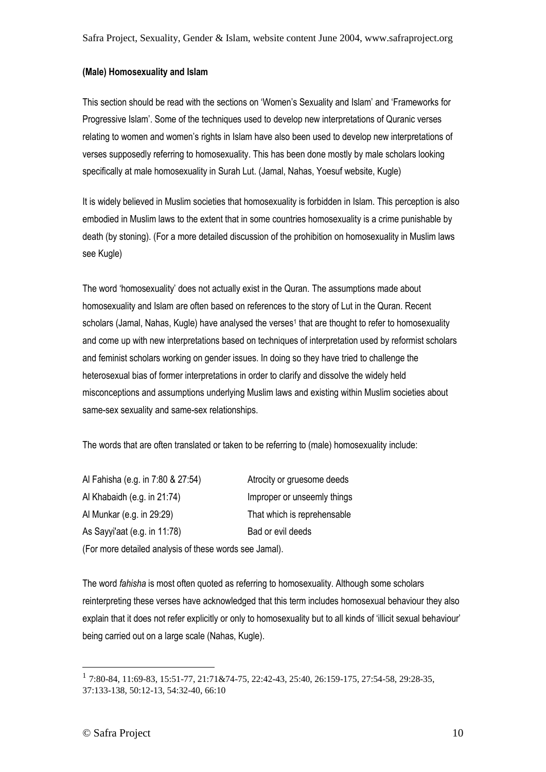### (Male) Homosexuality and Islam

This section should be read with the sections on 'Women's Sexuality and Islam' and 'Frameworks for Progressive Islam'. Some of the techniques used to develop new interpretations of Quranic verses relating to women and women's rights in Islam have also been used to develop new interpretations of verses supposedly referring to homosexuality. This has been done mostly by male scholars looking specifically at male homosexuality in Surah Lut. (Jamal, Nahas, Yoesuf website, Kugle)

It is widely believed in Muslim societies that homosexuality is forbidden in Islam. This perception is also embodied in Muslim laws to the extent that in some countries homosexuality is a crime punishable by death (by stoning). (For a more detailed discussion of the prohibition on homosexuality in Muslim laws see Kugle)

The word 'homosexuality' does not actually exist in the Quran. The assumptions made about homosexuality and Islam are often based on references to the story of Lut in the Quran. Recent scholars (Jamal, Nahas, Kugle) have analysed the verses[1] that are thought to refer to homosexuality and come up with new interpretations based on techniques of interpretation used by reformist scholars and feminist scholars working on gender issues. In doing so they have tried to challenge the heterosexual bias of former interpretations in order to clarify and dissolve the widely held misconceptions and assumptions underlying Muslim laws and existing within Muslim societies about same-sex sexuality and same-sex relationships.

The words that are often translated or taken to be referring to (male) homosexuality include:

| | |
|---|---|
| Al Fahisha (e.g. in 7:80 & 27:54) | Atrocity or gruesome deeds |
| Al Khabaidh (e.g. in 21:74) | Improper or unseemly things |
| Al Munkar (e.g. in 29:29) | That which is reprehensable |
| As Sayyi'aat (e.g. in 11:78) | Bad or evil deeds |

(For more detailed analysis of these words see Jamal).

The word *fahisha* is most often quoted as referring to homosexuality. Although some scholars reinterpreting these verses have acknowledged that this term includes homosexual behaviour they also explain that it does not refer explicitly or only to homosexuality but to all kinds of 'illicit sexual behaviour' being carried out on a large scale (Nahas, Kugle).

---

[1] 7:80-84, 11:69-83, 15:51-77, 21:71&74-75, 22:42-43, 25:40, 26:159-175, 27:54-58, 29:28-35, 37:133-138, 50:12-13, 54:32-40, 66:10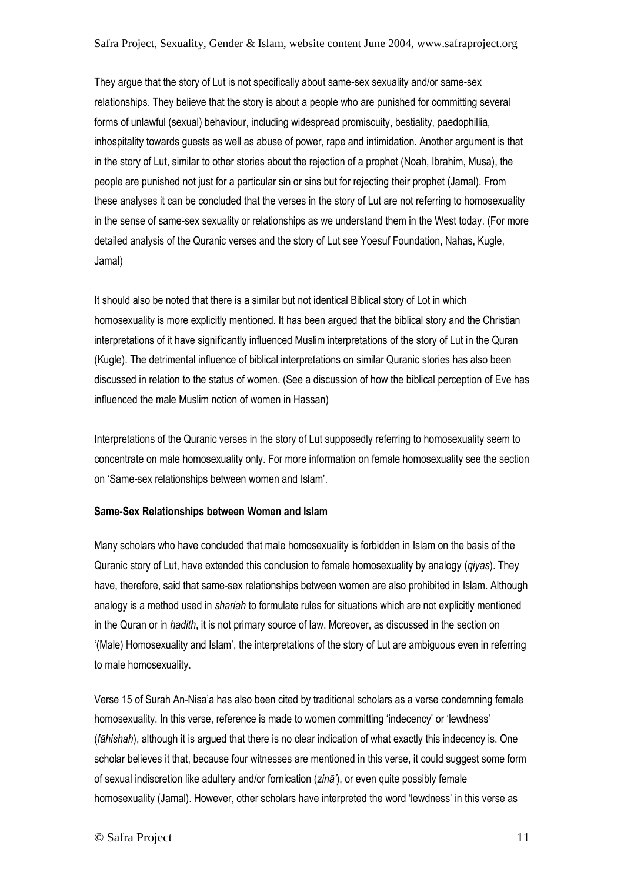They argue that the story of Lut is not specifically about same-sex sexuality and/or same-sex relationships. They believe that the story is about a people who are punished for committing several forms of unlawful (sexual) behaviour, including widespread promiscuity, bestiality, paedophillia, inhospitality towards guests as well as abuse of power, rape and intimidation. Another argument is that in the story of Lut, similar to other stories about the rejection of a prophet (Noah, Ibrahim, Musa), the people are punished not just for a particular sin or sins but for rejecting their prophet (Jamal). From these analyses it can be concluded that the verses in the story of Lut are not referring to homosexuality in the sense of same-sex sexuality or relationships as we understand them in the West today. (For more detailed analysis of the Quranic verses and the story of Lut see Yoesuf Foundation, Nahas, Kugle, Jamal)

It should also be noted that there is a similar but not identical Biblical story of Lot in which homosexuality is more explicitly mentioned. It has been argued that the biblical story and the Christian interpretations of it have significantly influenced Muslim interpretations of the story of Lut in the Quran (Kugle). The detrimental influence of biblical interpretations on similar Quranic stories has also been discussed in relation to the status of women. (See a discussion of how the biblical perception of Eve has influenced the male Muslim notion of women in Hassan)

Interpretations of the Quranic verses in the story of Lut supposedly referring to homosexuality seem to concentrate on male homosexuality only. For more information on female homosexuality see the section on 'Same-sex relationships between women and Islam'.

**Same-Sex Relationships between Women and Islam**

Many scholars who have concluded that male homosexuality is forbidden in Islam on the basis of the Quranic story of Lut, have extended this conclusion to female homosexuality by analogy (*qiyas*). They have, therefore, said that same-sex relationships between women are also prohibited in Islam. Although analogy is a method used in *shariah* to formulate rules for situations which are not explicitly mentioned in the Quran or in *hadith*, it is not primary source of law. Moreover, as discussed in the section on '(Male) Homosexuality and Islam', the interpretations of the story of Lut are ambiguous even in referring to male homosexuality.

Verse 15 of Surah An-Nisa'a has also been cited by traditional scholars as a verse condemning female homosexuality. In this verse, reference is made to women committing 'indecency' or 'lewdness' (*fāhishah*), although it is argued that there is no clear indication of what exactly this indecency is. One scholar believes it that, because four witnesses are mentioned in this verse, it could suggest some form of sexual indiscretion like adultery and/or fornication (*zinā'*), or even quite possibly female homosexuality (Jamal). However, other scholars have interpreted the word 'lewdness' in this verse as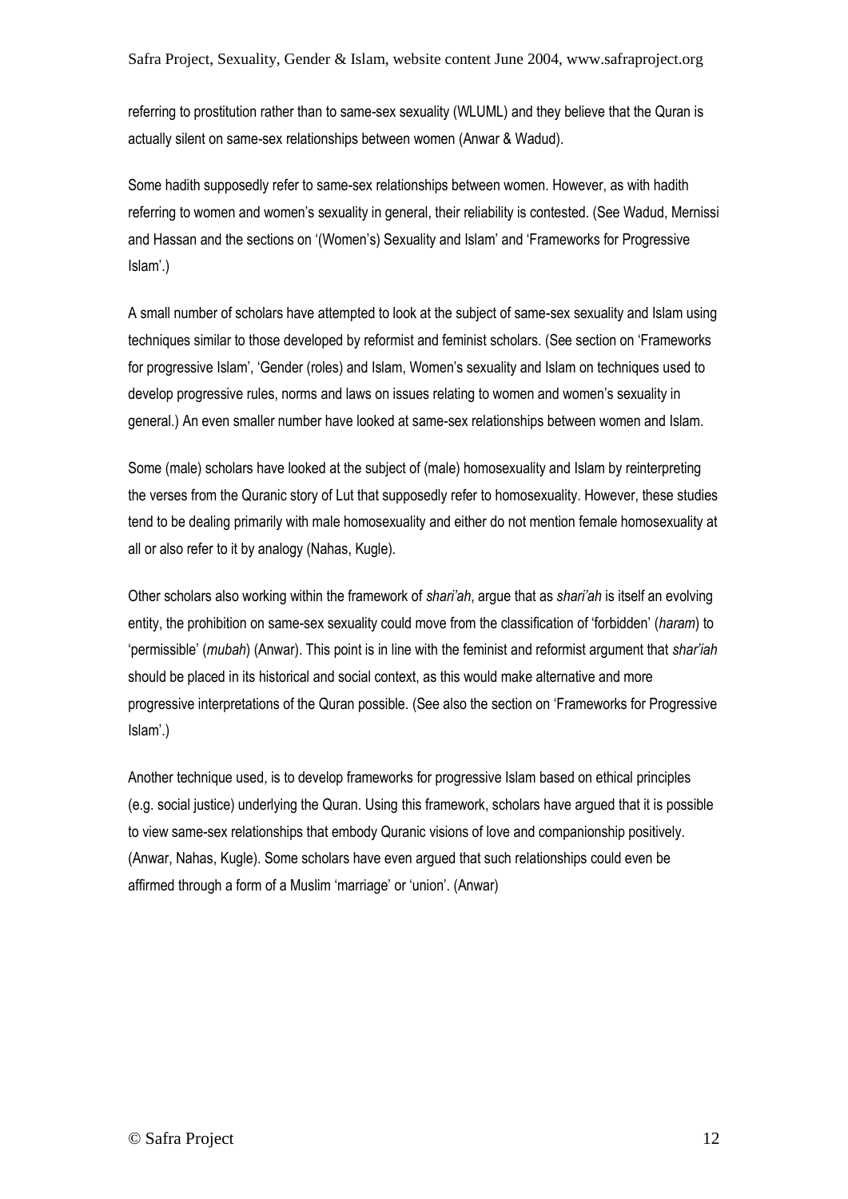referring to prostitution rather than to same-sex sexuality (WLUML) and they believe that the Quran is actually silent on same-sex relationships between women (Anwar & Wadud).

Some hadith supposedly refer to same-sex relationships between women. However, as with hadith referring to women and women's sexuality in general, their reliability is contested. (See Wadud, Mernissi and Hassan and the sections on '(Women's) Sexuality and Islam' and 'Frameworks for Progressive Islam'.)

A small number of scholars have attempted to look at the subject of same-sex sexuality and Islam using techniques similar to those developed by reformist and feminist scholars. (See section on 'Frameworks for progressive Islam', 'Gender (roles) and Islam, Women's sexuality and Islam on techniques used to develop progressive rules, norms and laws on issues relating to women and women's sexuality in general.) An even smaller number have looked at same-sex relationships between women and Islam.

Some (male) scholars have looked at the subject of (male) homosexuality and Islam by reinterpreting the verses from the Quranic story of Lut that supposedly refer to homosexuality. However, these studies tend to be dealing primarily with male homosexuality and either do not mention female homosexuality at all or also refer to it by analogy (Nahas, Kugle).

Other scholars also working within the framework of *shari'ah*, argue that as *shari'ah* is itself an evolving entity, the prohibition on same-sex sexuality could move from the classification of 'forbidden' (*haram*) to 'permissible' (*mubah*) (Anwar). This point is in line with the feminist and reformist argument that *shar'iah* should be placed in its historical and social context, as this would make alternative and more progressive interpretations of the Quran possible. (See also the section on 'Frameworks for Progressive Islam'.)

Another technique used, is to develop frameworks for progressive Islam based on ethical principles (e.g. social justice) underlying the Quran. Using this framework, scholars have argued that it is possible to view same-sex relationships that embody Quranic visions of love and companionship positively. (Anwar, Nahas, Kugle). Some scholars have even argued that such relationships could even be affirmed through a form of a Muslim 'marriage' or 'union'. (Anwar)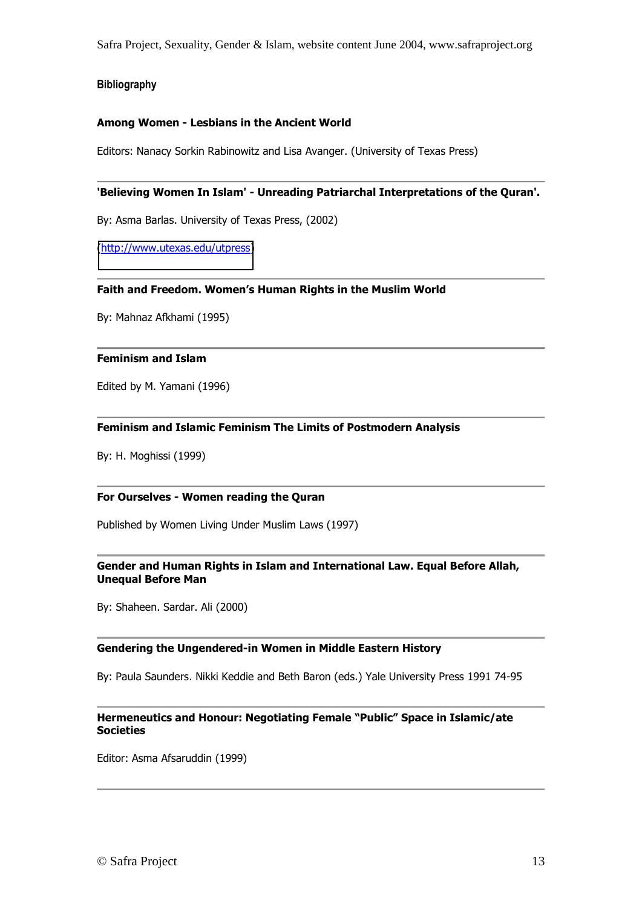**Bibliography**

**Among Women - Lesbians in the Ancient World**

Editors: Nanacy Sorkin Rabinowitz and Lisa Avanger. (University of Texas Press)

---

**'Believing Women In Islam' - Unreading Patriarchal Interpretations of the Quran'.**

By: Asma Barlas. University of Texas Press, (2002)

(http://www.utexas.edu/utpress)

---

**Faith and Freedom. Women's Human Rights in the Muslim World**

By: Mahnaz Afkhami (1995)

---

**Feminism and Islam**

Edited by M. Yamani (1996)

---

**Feminism and Islamic Feminism The Limits of Postmodern Analysis**

By: H. Moghissi (1999)

---

**For Ourselves - Women reading the Quran**

Published by Women Living Under Muslim Laws (1997)

---

**Gender and Human Rights in Islam and International Law. Equal Before Allah, Unequal Before Man**

By: Shaheen. Sardar. Ali (2000)

---

**Gendering the Ungendered-in Women in Middle Eastern History**

By: Paula Saunders. Nikki Keddie and Beth Baron (eds.) Yale University Press 1991 74-95

---

**Hermeneutics and Honour: Negotiating Female "Public" Space in Islamic/ate Societies**

Editor: Asma Afsaruddin (1999)

---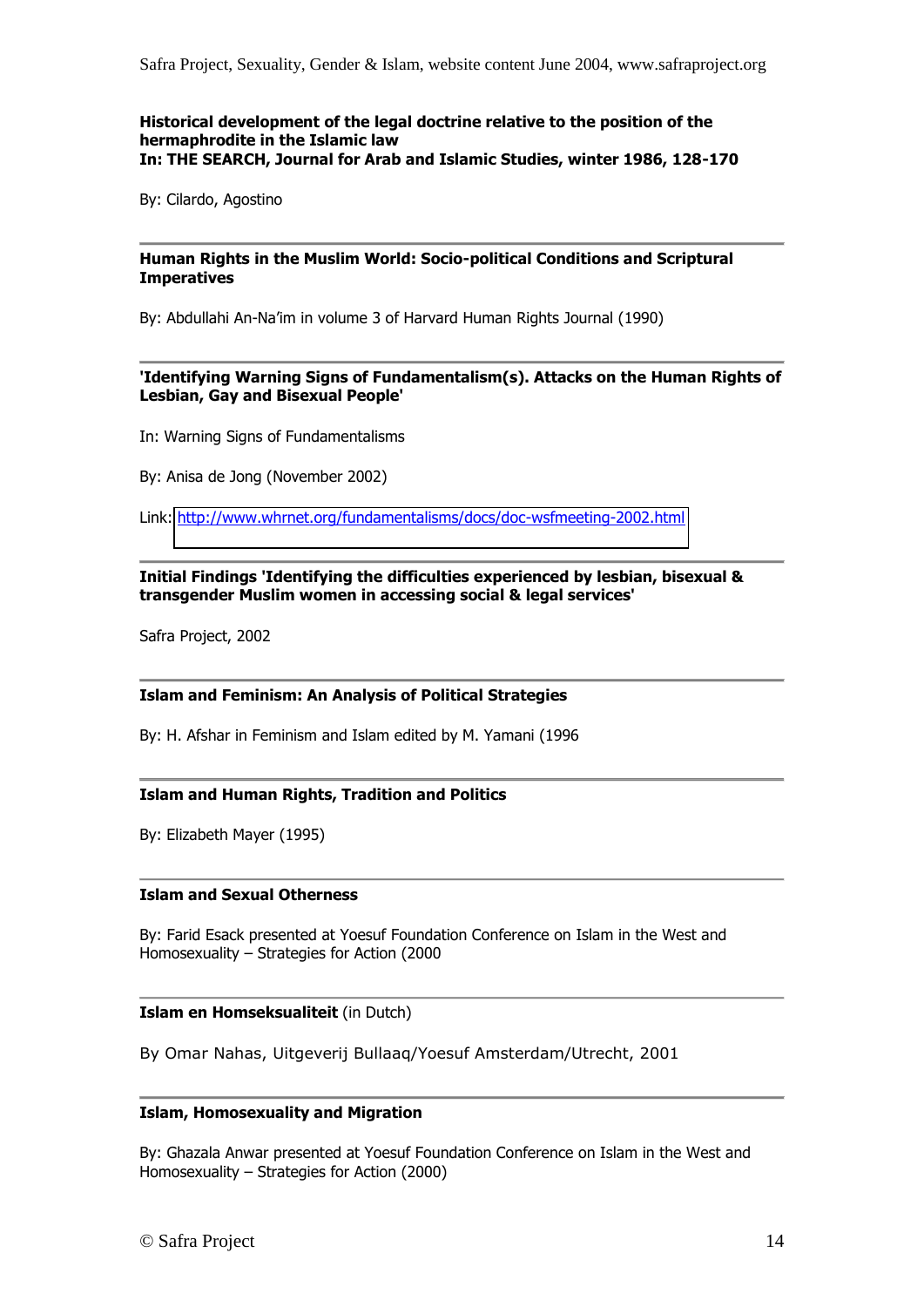**Historical development of the legal doctrine relative to the position of the hermaphrodite in the Islamic law**
**In: THE SEARCH, Journal for Arab and Islamic Studies, winter 1986, 128-170**

By: Cilardo, Agostino

---

**Human Rights in the Muslim World: Socio-political Conditions and Scriptural Imperatives**

By: Abdullahi An-Na'im in volume 3 of Harvard Human Rights Journal (1990)

---

**'Identifying Warning Signs of Fundamentalism(s). Attacks on the Human Rights of Lesbian, Gay and Bisexual People'**

In: Warning Signs of Fundamentalisms

By: Anisa de Jong (November 2002)

Link: http://www.whrnet.org/fundamentalisms/docs/doc-wsfmeeting-2002.html

---

**Initial Findings 'Identifying the difficulties experienced by lesbian, bisexual & transgender Muslim women in accessing social & legal services'**

Safra Project, 2002

---

**Islam and Feminism: An Analysis of Political Strategies**

By: H. Afshar in Feminism and Islam edited by M. Yamani (1996

---

**Islam and Human Rights, Tradition and Politics**

By: Elizabeth Mayer (1995)

---

**Islam and Sexual Otherness**

By: Farid Esack presented at Yoesuf Foundation Conference on Islam in the West and Homosexuality – Strategies for Action (2000

---

**Islam en Homseksualiteit** (in Dutch)

By Omar Nahas, Uitgeverij Bullaaq/Yoesuf Amsterdam/Utrecht, 2001

---

**Islam, Homosexuality and Migration**

By: Ghazala Anwar presented at Yoesuf Foundation Conference on Islam in the West and Homosexuality – Strategies for Action (2000)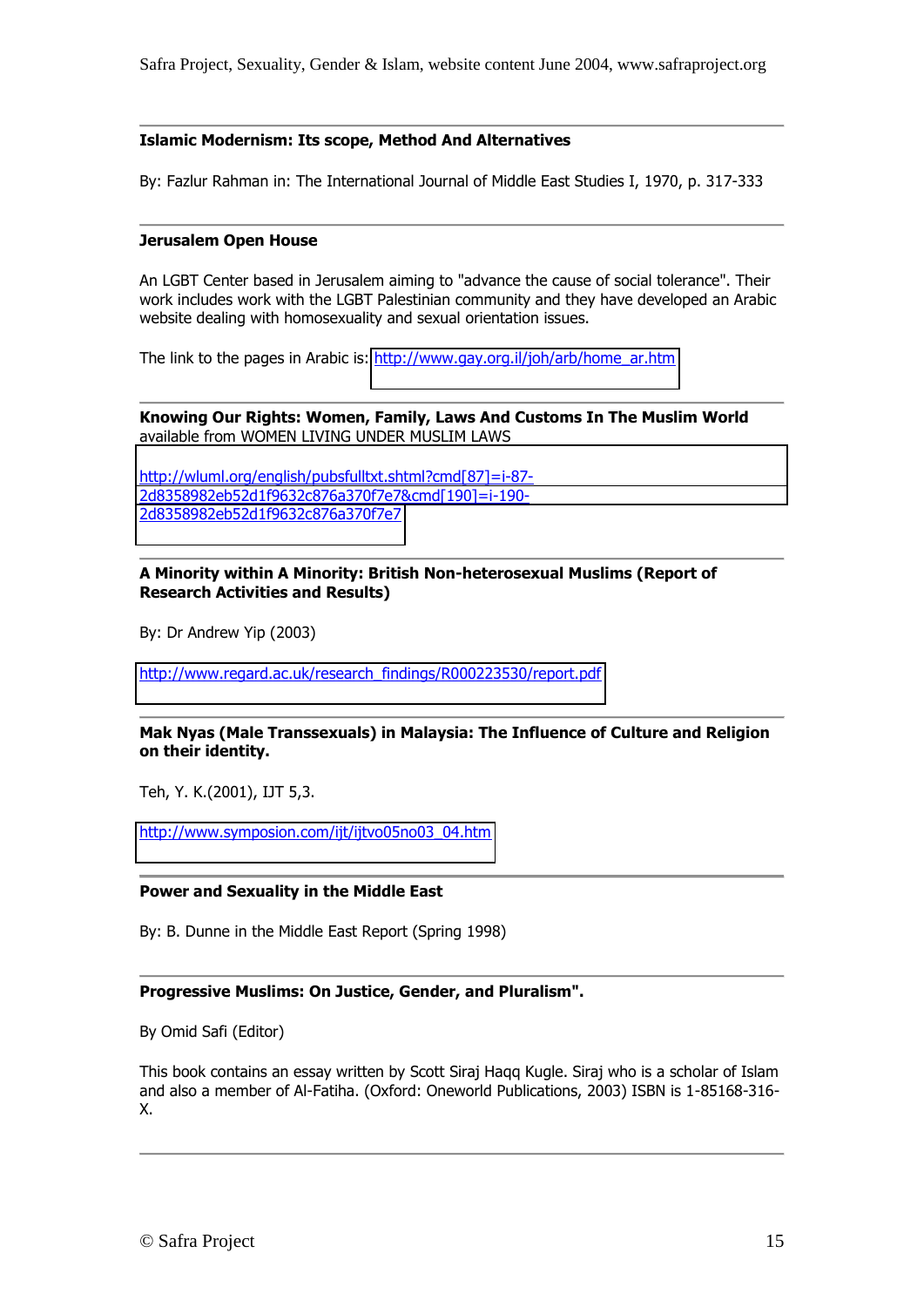**Islamic Modernism: Its scope, Method And Alternatives**

By: Fazlur Rahman in: The International Journal of Middle East Studies I, 1970, p. 317-333

---

**Jerusalem Open House**

An LGBT Center based in Jerusalem aiming to "advance the cause of social tolerance". Their work includes work with the LGBT Palestinian community and they have developed an Arabic website dealing with homosexuality and sexual orientation issues.

The link to the pages in Arabic is: http://www.gay.org.il/joh/arb/home_ar.htm

---

**Knowing Our Rights: Women, Family, Laws And Customs In The Muslim World**
available from WOMEN LIVING UNDER MUSLIM LAWS

http://wluml.org/english/pubsfulltxt.shtml?cmd[87]=i-87-2d8358982eb52d1f9632c876a370f7e7&cmd[190]=i-190-2d8358982eb52d1f9632c876a370f7e7

---

**A Minority within A Minority: British Non-heterosexual Muslims (Report of Research Activities and Results)**

By: Dr Andrew Yip (2003)

http://www.regard.ac.uk/research_findings/R000223530/report.pdf

---

**Mak Nyas (Male Transsexuals) in Malaysia: The Influence of Culture and Religion on their identity.**

Teh, Y. K.(2001), IJT 5,3.

http://www.symposion.com/ijt/ijtvo05no03_04.htm

---

**Power and Sexuality in the Middle East**

By: B. Dunne in the Middle East Report (Spring 1998)

---

**Progressive Muslims: On Justice, Gender, and Pluralism".**

By Omid Safi (Editor)

This book contains an essay written by Scott Siraj Haqq Kugle. Siraj who is a scholar of Islam and also a member of Al-Fatiha. (Oxford: Oneworld Publications, 2003) ISBN is 1-85168-316-X.

---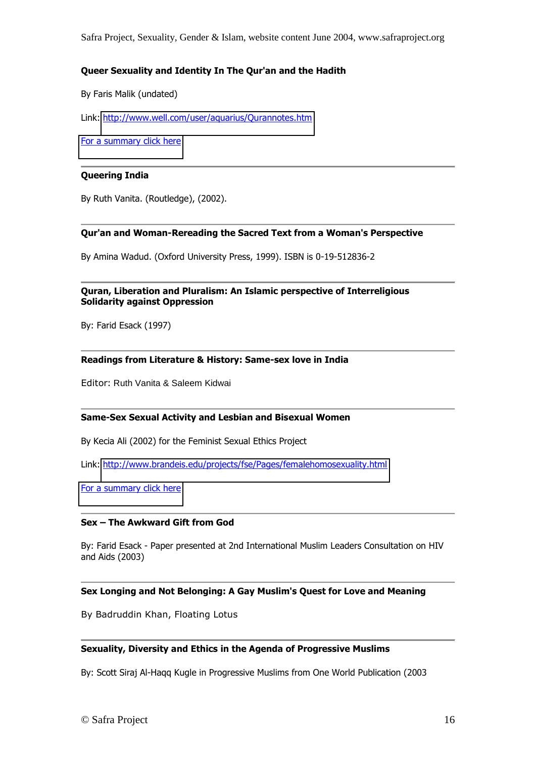**Queer Sexuality and Identity In The Qur'an and the Hadith**

By Faris Malik (undated)

Link: http://www.well.com/user/aquarius/Qurannotes.htm

For a summary click here

---

**Queering India**

By Ruth Vanita. (Routledge), (2002).

---

**Qur'an and Woman-Rereading the Sacred Text from a Woman's Perspective**

By Amina Wadud. (Oxford University Press, 1999). ISBN is 0-19-512836-2

---

**Quran, Liberation and Pluralism: An Islamic perspective of Interreligious Solidarity against Oppression**

By: Farid Esack (1997)

---

**Readings from Literature & History: Same-sex love in India**

Editor: Ruth Vanita & Saleem Kidwai

---

**Same-Sex Sexual Activity and Lesbian and Bisexual Women**

By Kecia Ali (2002) for the Feminist Sexual Ethics Project

Link: http://www.brandeis.edu/projects/fse/Pages/femalehomosexuality.html

For a summary click here

---

**Sex – The Awkward Gift from God**

By: Farid Esack - Paper presented at 2nd International Muslim Leaders Consultation on HIV and Aids (2003)

---

**Sex Longing and Not Belonging: A Gay Muslim's Quest for Love and Meaning**

By Badruddin Khan, Floating Lotus

---

**Sexuality, Diversity and Ethics in the Agenda of Progressive Muslims**

By: Scott Siraj Al-Haqq Kugle in Progressive Muslims from One World Publication (2003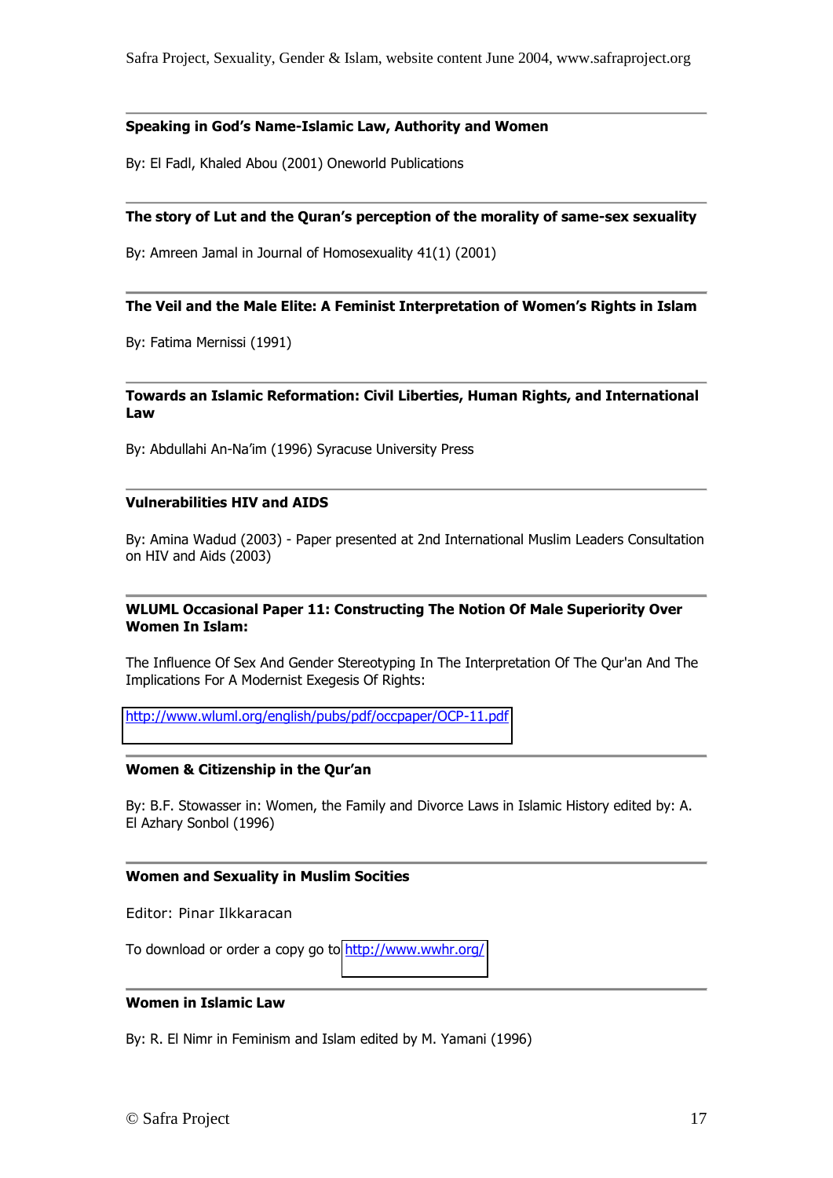---

**Speaking in God's Name-Islamic Law, Authority and Women**

By: El Fadl, Khaled Abou (2001) Oneworld Publications

---

**The story of Lut and the Quran's perception of the morality of same-sex sexuality**

By: Amreen Jamal in Journal of Homosexuality 41(1) (2001)

---

**The Veil and the Male Elite: A Feminist Interpretation of Women's Rights in Islam**

By: Fatima Mernissi (1991)

---

**Towards an Islamic Reformation: Civil Liberties, Human Rights, and International Law**

By: Abdullahi An-Na'im (1996) Syracuse University Press

---

**Vulnerabilities HIV and AIDS**

By: Amina Wadud (2003) - Paper presented at 2nd International Muslim Leaders Consultation on HIV and Aids (2003)

---

**WLUML Occasional Paper 11: Constructing The Notion Of Male Superiority Over Women In Islam:**

The Influence Of Sex And Gender Stereotyping In The Interpretation Of The Qur'an And The Implications For A Modernist Exegesis Of Rights:

http://www.wluml.org/english/pubs/pdf/occpaper/OCP-11.pdf

---

**Women & Citizenship in the Qur'an**

By: B.F. Stowasser in: Women, the Family and Divorce Laws in Islamic History edited by: A. El Azhary Sonbol (1996)

---

**Women and Sexuality in Muslim Socities**

Editor: Pinar Ilkkaracan

To download or order a copy go to http://www.wwhr.org/

---

**Women in Islamic Law**

By: R. El Nimr in Feminism and Islam edited by M. Yamani (1996)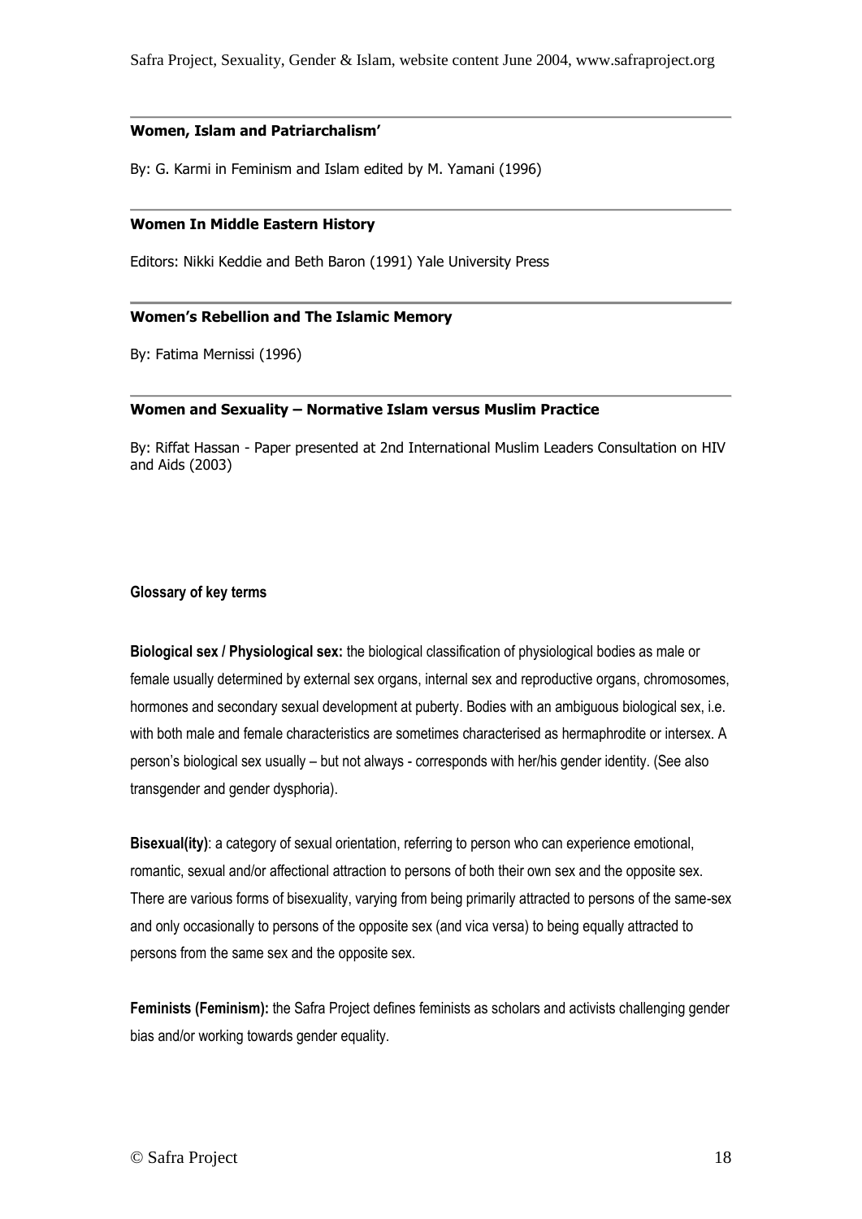**Women, Islam and Patriarchalism'**

By: G. Karmi in Feminism and Islam edited by M. Yamani (1996)

---

**Women In Middle Eastern History**

Editors: Nikki Keddie and Beth Baron (1991) Yale University Press

---

**Women's Rebellion and The Islamic Memory**

By: Fatima Mernissi (1996)

---

**Women and Sexuality – Normative Islam versus Muslim Practice**

By: Riffat Hassan - Paper presented at 2nd International Muslim Leaders Consultation on HIV and Aids (2003)

## Glossary of key terms

**Biological sex / Physiological sex:** the biological classification of physiological bodies as male or female usually determined by external sex organs, internal sex and reproductive organs, chromosomes, hormones and secondary sexual development at puberty. Bodies with an ambiguous biological sex, i.e. with both male and female characteristics are sometimes characterised as hermaphrodite or intersex. A person's biological sex usually – but not always - corresponds with her/his gender identity. (See also transgender and gender dysphoria).

**Bisexual(ity)**: a category of sexual orientation, referring to person who can experience emotional, romantic, sexual and/or affectional attraction to persons of both their own sex and the opposite sex. There are various forms of bisexuality, varying from being primarily attracted to persons of the same-sex and only occasionally to persons of the opposite sex (and vica versa) to being equally attracted to persons from the same sex and the opposite sex.

**Feminists (Feminism):** the Safra Project defines feminists as scholars and activists challenging gender bias and/or working towards gender equality.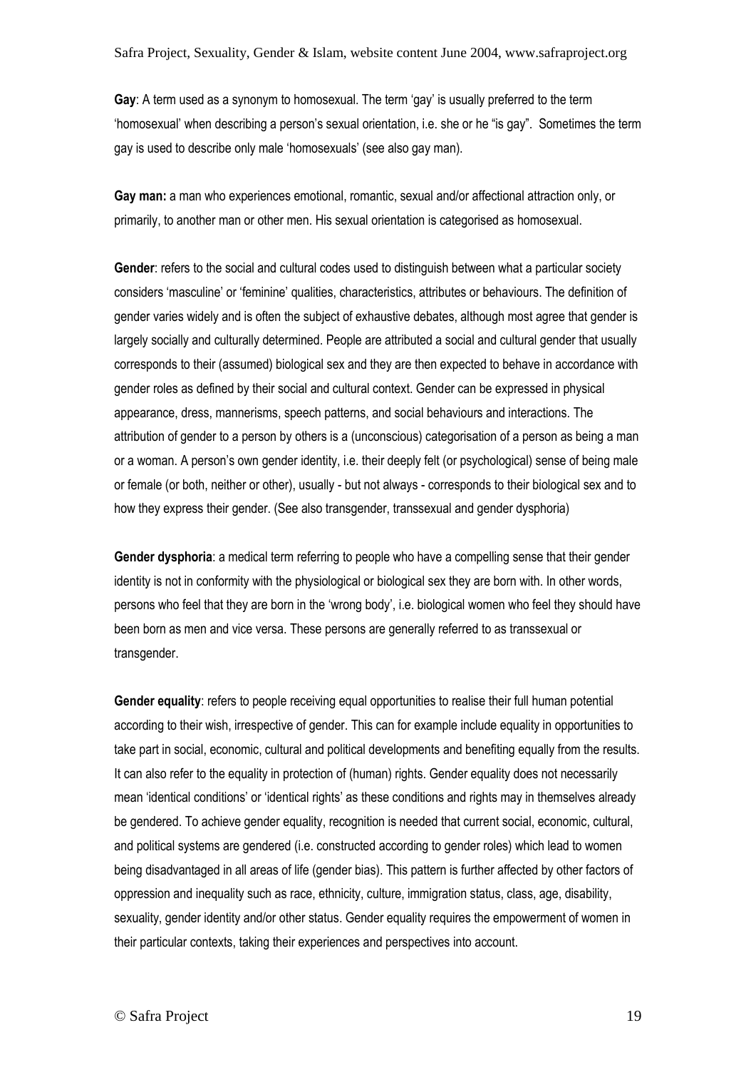**Gay**: A term used as a synonym to homosexual. The term 'gay' is usually preferred to the term 'homosexual' when describing a person's sexual orientation, i.e. she or he "is gay". Sometimes the term gay is used to describe only male 'homosexuals' (see also gay man).

**Gay man:** a man who experiences emotional, romantic, sexual and/or affectional attraction only, or primarily, to another man or other men. His sexual orientation is categorised as homosexual.

**Gender**: refers to the social and cultural codes used to distinguish between what a particular society considers 'masculine' or 'feminine' qualities, characteristics, attributes or behaviours. The definition of gender varies widely and is often the subject of exhaustive debates, although most agree that gender is largely socially and culturally determined. People are attributed a social and cultural gender that usually corresponds to their (assumed) biological sex and they are then expected to behave in accordance with gender roles as defined by their social and cultural context. Gender can be expressed in physical appearance, dress, mannerisms, speech patterns, and social behaviours and interactions. The attribution of gender to a person by others is a (unconscious) categorisation of a person as being a man or a woman. A person's own gender identity, i.e. their deeply felt (or psychological) sense of being male or female (or both, neither or other), usually - but not always - corresponds to their biological sex and to how they express their gender. (See also transgender, transsexual and gender dysphoria)

**Gender dysphoria**: a medical term referring to people who have a compelling sense that their gender identity is not in conformity with the physiological or biological sex they are born with. In other words, persons who feel that they are born in the 'wrong body', i.e. biological women who feel they should have been born as men and vice versa. These persons are generally referred to as transsexual or transgender.

**Gender equality**: refers to people receiving equal opportunities to realise their full human potential according to their wish, irrespective of gender. This can for example include equality in opportunities to take part in social, economic, cultural and political developments and benefiting equally from the results. It can also refer to the equality in protection of (human) rights. Gender equality does not necessarily mean 'identical conditions' or 'identical rights' as these conditions and rights may in themselves already be gendered. To achieve gender equality, recognition is needed that current social, economic, cultural, and political systems are gendered (i.e. constructed according to gender roles) which lead to women being disadvantaged in all areas of life (gender bias). This pattern is further affected by other factors of oppression and inequality such as race, ethnicity, culture, immigration status, class, age, disability, sexuality, gender identity and/or other status. Gender equality requires the empowerment of women in their particular contexts, taking their experiences and perspectives into account.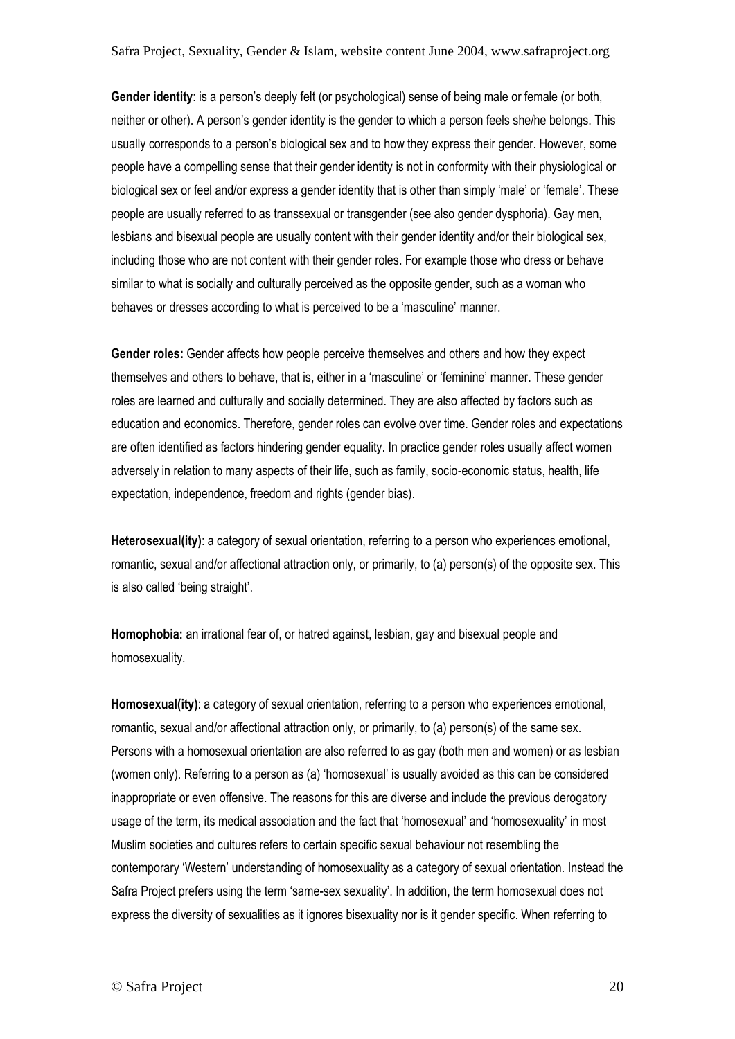**Gender identity**: is a person's deeply felt (or psychological) sense of being male or female (or both, neither or other). A person's gender identity is the gender to which a person feels she/he belongs. This usually corresponds to a person's biological sex and to how they express their gender. However, some people have a compelling sense that their gender identity is not in conformity with their physiological or biological sex or feel and/or express a gender identity that is other than simply 'male' or 'female'. These people are usually referred to as transsexual or transgender (see also gender dysphoria). Gay men, lesbians and bisexual people are usually content with their gender identity and/or their biological sex, including those who are not content with their gender roles. For example those who dress or behave similar to what is socially and culturally perceived as the opposite gender, such as a woman who behaves or dresses according to what is perceived to be a 'masculine' manner.

**Gender roles:** Gender affects how people perceive themselves and others and how they expect themselves and others to behave, that is, either in a 'masculine' or 'feminine' manner. These gender roles are learned and culturally and socially determined. They are also affected by factors such as education and economics. Therefore, gender roles can evolve over time. Gender roles and expectations are often identified as factors hindering gender equality. In practice gender roles usually affect women adversely in relation to many aspects of their life, such as family, socio-economic status, health, life expectation, independence, freedom and rights (gender bias).

**Heterosexual(ity)**: a category of sexual orientation, referring to a person who experiences emotional, romantic, sexual and/or affectional attraction only, or primarily, to (a) person(s) of the opposite sex. This is also called 'being straight'.

**Homophobia:** an irrational fear of, or hatred against, lesbian, gay and bisexual people and homosexuality.

**Homosexual(ity)**: a category of sexual orientation, referring to a person who experiences emotional, romantic, sexual and/or affectional attraction only, or primarily, to (a) person(s) of the same sex. Persons with a homosexual orientation are also referred to as gay (both men and women) or as lesbian (women only). Referring to a person as (a) 'homosexual' is usually avoided as this can be considered inappropriate or even offensive. The reasons for this are diverse and include the previous derogatory usage of the term, its medical association and the fact that 'homosexual' and 'homosexuality' in most Muslim societies and cultures refers to certain specific sexual behaviour not resembling the contemporary 'Western' understanding of homosexuality as a category of sexual orientation. Instead the Safra Project prefers using the term 'same-sex sexuality'. In addition, the term homosexual does not express the diversity of sexualities as it ignores bisexuality nor is it gender specific. When referring to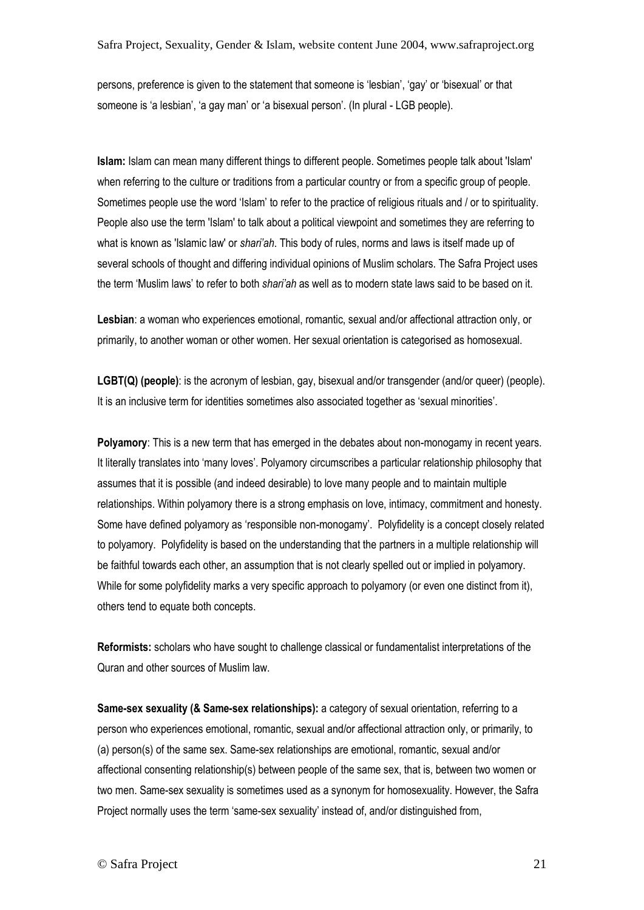persons, preference is given to the statement that someone is 'lesbian', 'gay' or 'bisexual' or that someone is 'a lesbian', 'a gay man' or 'a bisexual person'. (In plural - LGB people).

**Islam:** Islam can mean many different things to different people. Sometimes people talk about 'Islam' when referring to the culture or traditions from a particular country or from a specific group of people. Sometimes people use the word 'Islam' to refer to the practice of religious rituals and / or to spirituality. People also use the term 'Islam' to talk about a political viewpoint and sometimes they are referring to what is known as 'Islamic law' or *shari'ah*. This body of rules, norms and laws is itself made up of several schools of thought and differing individual opinions of Muslim scholars. The Safra Project uses the term 'Muslim laws' to refer to both *shari'ah* as well as to modern state laws said to be based on it.

**Lesbian**: a woman who experiences emotional, romantic, sexual and/or affectional attraction only, or primarily, to another woman or other women. Her sexual orientation is categorised as homosexual.

**LGBT(Q) (people)**: is the acronym of lesbian, gay, bisexual and/or transgender (and/or queer) (people). It is an inclusive term for identities sometimes also associated together as 'sexual minorities'.

**Polyamory**: This is a new term that has emerged in the debates about non-monogamy in recent years. It literally translates into 'many loves'. Polyamory circumscribes a particular relationship philosophy that assumes that it is possible (and indeed desirable) to love many people and to maintain multiple relationships. Within polyamory there is a strong emphasis on love, intimacy, commitment and honesty. Some have defined polyamory as 'responsible non-monogamy'. Polyfidelity is a concept closely related to polyamory. Polyfidelity is based on the understanding that the partners in a multiple relationship will be faithful towards each other, an assumption that is not clearly spelled out or implied in polyamory. While for some polyfidelity marks a very specific approach to polyamory (or even one distinct from it), others tend to equate both concepts.

**Reformists:** scholars who have sought to challenge classical or fundamentalist interpretations of the Quran and other sources of Muslim law.

**Same-sex sexuality (& Same-sex relationships):** a category of sexual orientation, referring to a person who experiences emotional, romantic, sexual and/or affectional attraction only, or primarily, to (a) person(s) of the same sex. Same-sex relationships are emotional, romantic, sexual and/or affectional consenting relationship(s) between people of the same sex, that is, between two women or two men. Same-sex sexuality is sometimes used as a synonym for homosexuality. However, the Safra Project normally uses the term 'same-sex sexuality' instead of, and/or distinguished from,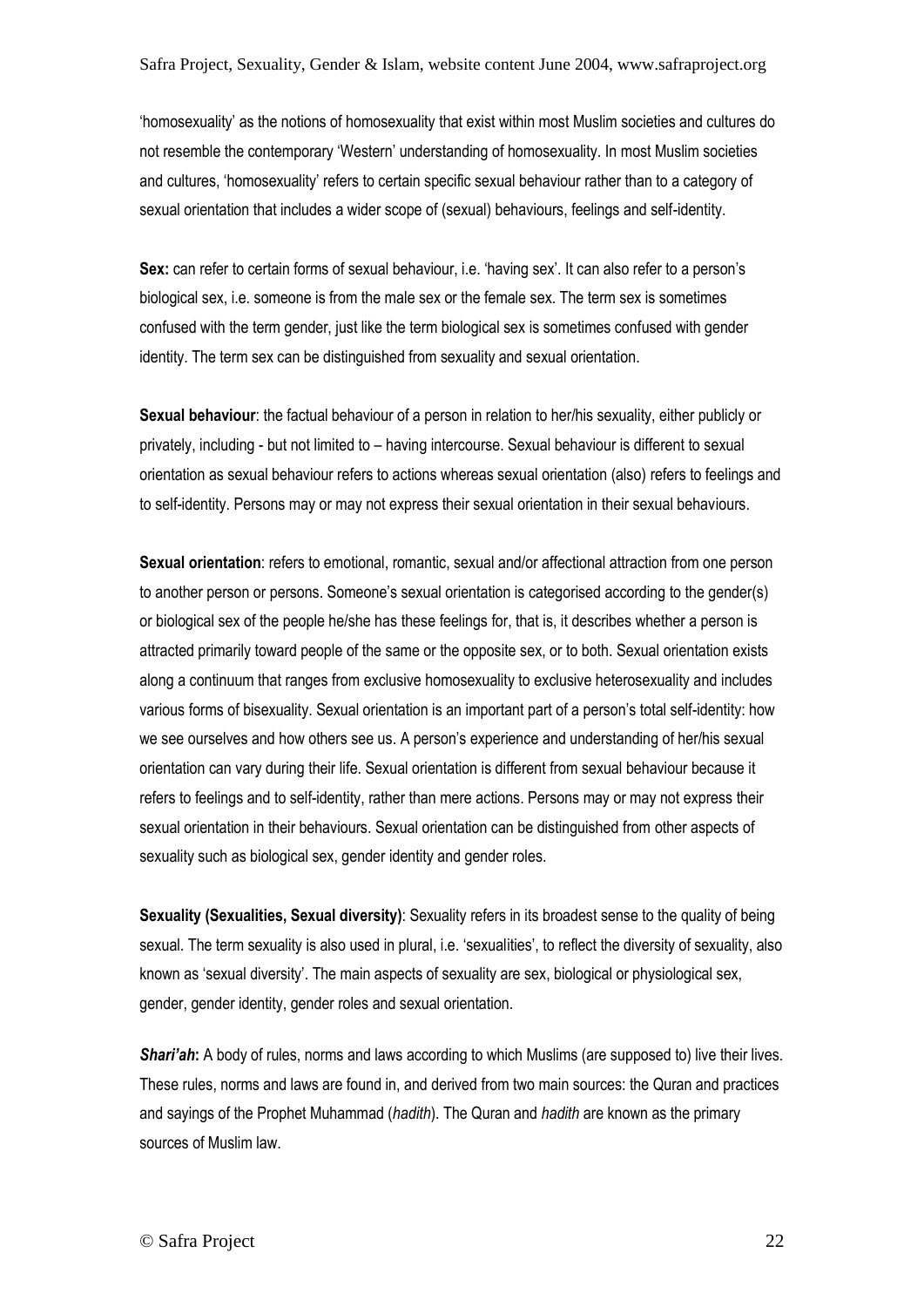'homosexuality' as the notions of homosexuality that exist within most Muslim societies and cultures do not resemble the contemporary 'Western' understanding of homosexuality. In most Muslim societies and cultures, 'homosexuality' refers to certain specific sexual behaviour rather than to a category of sexual orientation that includes a wider scope of (sexual) behaviours, feelings and self-identity.

**Sex:** can refer to certain forms of sexual behaviour, i.e. 'having sex'. It can also refer to a person's biological sex, i.e. someone is from the male sex or the female sex. The term sex is sometimes confused with the term gender, just like the term biological sex is sometimes confused with gender identity. The term sex can be distinguished from sexuality and sexual orientation.

**Sexual behaviour**: the factual behaviour of a person in relation to her/his sexuality, either publicly or privately, including - but not limited to – having intercourse. Sexual behaviour is different to sexual orientation as sexual behaviour refers to actions whereas sexual orientation (also) refers to feelings and to self-identity. Persons may or may not express their sexual orientation in their sexual behaviours.

**Sexual orientation**: refers to emotional, romantic, sexual and/or affectional attraction from one person to another person or persons. Someone's sexual orientation is categorised according to the gender(s) or biological sex of the people he/she has these feelings for, that is, it describes whether a person is attracted primarily toward people of the same or the opposite sex, or to both. Sexual orientation exists along a continuum that ranges from exclusive homosexuality to exclusive heterosexuality and includes various forms of bisexuality. Sexual orientation is an important part of a person's total self-identity: how we see ourselves and how others see us. A person's experience and understanding of her/his sexual orientation can vary during their life. Sexual orientation is different from sexual behaviour because it refers to feelings and to self-identity, rather than mere actions. Persons may or may not express their sexual orientation in their behaviours. Sexual orientation can be distinguished from other aspects of sexuality such as biological sex, gender identity and gender roles.

**Sexuality (Sexualities, Sexual diversity)**: Sexuality refers in its broadest sense to the quality of being sexual. The term sexuality is also used in plural, i.e. 'sexualities', to reflect the diversity of sexuality, also known as 'sexual diversity'. The main aspects of sexuality are sex, biological or physiological sex, gender, gender identity, gender roles and sexual orientation.

***Shari'ah*:** A body of rules, norms and laws according to which Muslims (are supposed to) live their lives. These rules, norms and laws are found in, and derived from two main sources: the Quran and practices and sayings of the Prophet Muhammad (*hadith*). The Quran and *hadith* are known as the primary sources of Muslim law.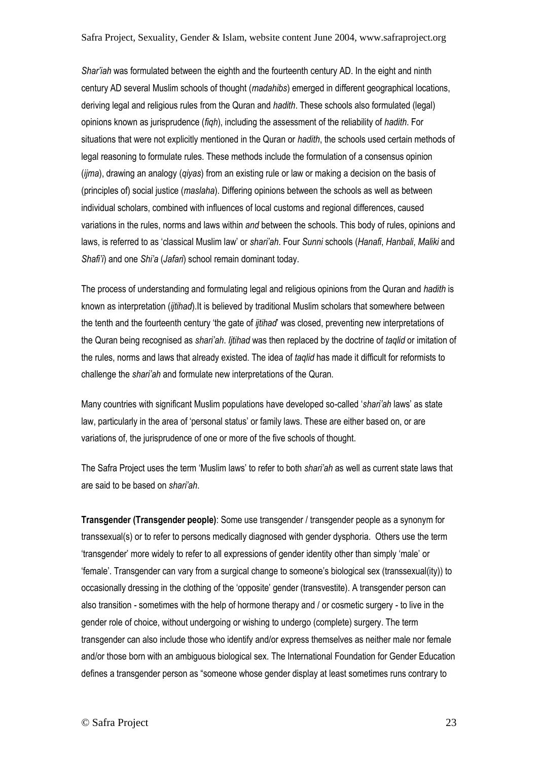*Shar'iah* was formulated between the eighth and the fourteenth century AD. In the eight and ninth century AD several Muslim schools of thought (*madahibs*) emerged in different geographical locations, deriving legal and religious rules from the Quran and *hadith*. These schools also formulated (legal) opinions known as jurisprudence (*fiqh*), including the assessment of the reliability of *hadith*. For situations that were not explicitly mentioned in the Quran or *hadith*, the schools used certain methods of legal reasoning to formulate rules. These methods include the formulation of a consensus opinion (*ijma*), drawing an analogy (*qiyas*) from an existing rule or law or making a decision on the basis of (principles of) social justice (*maslaha*). Differing opinions between the schools as well as between individual scholars, combined with influences of local customs and regional differences, caused variations in the rules, norms and laws within *and* between the schools. This body of rules, opinions and laws, is referred to as 'classical Muslim law' or *shari'ah*. Four *Sunni* schools (*Hanafi*, *Hanbali*, *Maliki* and *Shafi'i*) and one *Shi'a* (*Jafari*) school remain dominant today.

The process of understanding and formulating legal and religious opinions from the Quran and *hadith* is known as interpretation (*ijtihad*).It is believed by traditional Muslim scholars that somewhere between the tenth and the fourteenth century 'the gate of *ijtihad*' was closed, preventing new interpretations of the Quran being recognised as *shari'ah*. *Ijtihad* was then replaced by the doctrine of *taqlid* or imitation of the rules, norms and laws that already existed. The idea of *taqlid* has made it difficult for reformists to challenge the *shari'ah* and formulate new interpretations of the Quran.

Many countries with significant Muslim populations have developed so-called '*shari'ah* laws' as state law, particularly in the area of 'personal status' or family laws. These are either based on, or are variations of, the jurisprudence of one or more of the five schools of thought.

The Safra Project uses the term 'Muslim laws' to refer to both *shari'ah* as well as current state laws that are said to be based on *shari'ah*.

**Transgender (Transgender people)**: Some use transgender / transgender people as a synonym for transsexual(s) or to refer to persons medically diagnosed with gender dysphoria. Others use the term 'transgender' more widely to refer to all expressions of gender identity other than simply 'male' or 'female'. Transgender can vary from a surgical change to someone's biological sex (transsexual(ity)) to occasionally dressing in the clothing of the 'opposite' gender (transvestite). A transgender person can also transition - sometimes with the help of hormone therapy and / or cosmetic surgery - to live in the gender role of choice, without undergoing or wishing to undergo (complete) surgery. The term transgender can also include those who identify and/or express themselves as neither male nor female and/or those born with an ambiguous biological sex. The International Foundation for Gender Education defines a transgender person as "someone whose gender display at least sometimes runs contrary to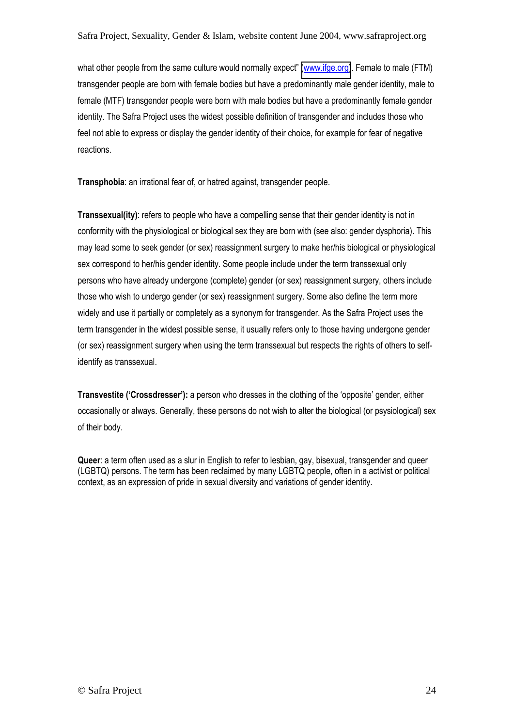what other people from the same culture would normally expect" (www.ifge.org). Female to male (FTM) transgender people are born with female bodies but have a predominantly male gender identity, male to female (MTF) transgender people were born with male bodies but have a predominantly female gender identity. The Safra Project uses the widest possible definition of transgender and includes those who feel not able to express or display the gender identity of their choice, for example for fear of negative reactions.

**Transphobia**: an irrational fear of, or hatred against, transgender people.

**Transsexual(ity)**: refers to people who have a compelling sense that their gender identity is not in conformity with the physiological or biological sex they are born with (see also: gender dysphoria). This may lead some to seek gender (or sex) reassignment surgery to make her/his biological or physiological sex correspond to her/his gender identity. Some people include under the term transsexual only persons who have already undergone (complete) gender (or sex) reassignment surgery, others include those who wish to undergo gender (or sex) reassignment surgery. Some also define the term more widely and use it partially or completely as a synonym for transgender. As the Safra Project uses the term transgender in the widest possible sense, it usually refers only to those having undergone gender (or sex) reassignment surgery when using the term transsexual but respects the rights of others to self-identify as transsexual.

**Transvestite ('Crossdresser'):** a person who dresses in the clothing of the 'opposite' gender, either occasionally or always. Generally, these persons do not wish to alter the biological (or psysiological) sex of their body.

**Queer**: a term often used as a slur in English to refer to lesbian, gay, bisexual, transgender and queer (LGBTQ) persons. The term has been reclaimed by many LGBTQ people, often in a activist or political context, as an expression of pride in sexual diversity and variations of gender identity.